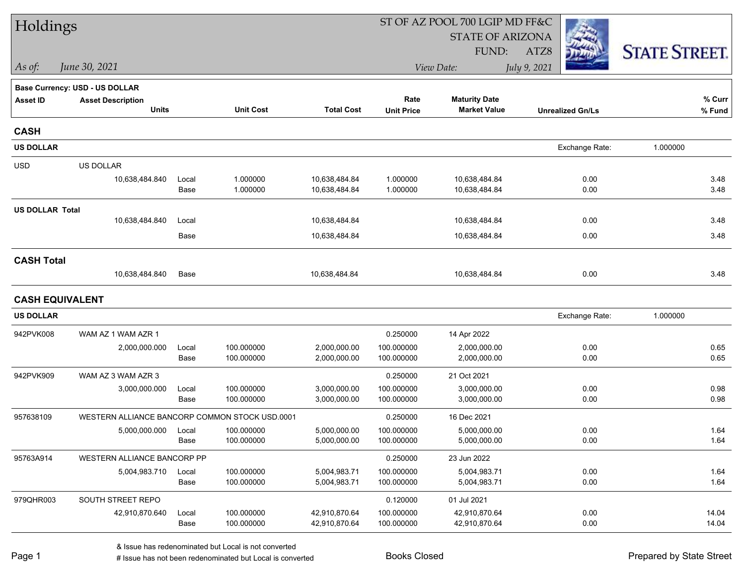# Holdings

ST OF AZ POOL 700 LGIP MD FF&C
STATE OF ARIZONA
FUND: ATZ8

*As of:* *June 30, 2021*

*View Date:* *July 9, 2021*

STATE STREET.

**Base Currency: USD - US DOLLAR**

| Asset ID | Asset Description / Units | | Unit Cost | Total Cost | Rate / Unit Price | Maturity Date / Market Value | Unrealized Gn/Ls | % Curr / % Fund |
|---|---|---|---|---|---|---|---|---|
| **CASH** | | | | | | | | |
| **US DOLLAR** | | | | | | | Exchange Rate: | 1.000000 |
| USD | US DOLLAR | | | | | | | |
| | 10,638,484.840 | Local | 1.000000 | 10,638,484.84 | 1.000000 | 10,638,484.84 | 0.00 | 3.48 |
| | | Base | 1.000000 | 10,638,484.84 | 1.000000 | 10,638,484.84 | 0.00 | 3.48 |
| **US DOLLAR Total** | | | | | | | | |
| | 10,638,484.840 | Local | | 10,638,484.84 | | 10,638,484.84 | 0.00 | 3.48 |
| | | Base | | 10,638,484.84 | | 10,638,484.84 | 0.00 | 3.48 |
| **CASH Total** | | | | | | | | |
| | 10,638,484.840 | Base | | 10,638,484.84 | | 10,638,484.84 | 0.00 | 3.48 |
| **CASH EQUIVALENT** | | | | | | | | |
| **US DOLLAR** | | | | | | | Exchange Rate: | 1.000000 |
| 942PVK008 | WAM AZ 1 WAM AZR 1 | | | | 0.250000 | 14 Apr 2022 | | |
| | 2,000,000.000 | Local | 100.000000 | 2,000,000.00 | 100.000000 | 2,000,000.00 | 0.00 | 0.65 |
| | | Base | 100.000000 | 2,000,000.00 | 100.000000 | 2,000,000.00 | 0.00 | 0.65 |
| 942PVK909 | WAM AZ 3 WAM AZR 3 | | | | 0.250000 | 21 Oct 2021 | | |
| | 3,000,000.000 | Local | 100.000000 | 3,000,000.00 | 100.000000 | 3,000,000.00 | 0.00 | 0.98 |
| | | Base | 100.000000 | 3,000,000.00 | 100.000000 | 3,000,000.00 | 0.00 | 0.98 |
| 957638109 | WESTERN ALLIANCE BANCORP COMMON STOCK USD.0001 | | | | 0.250000 | 16 Dec 2021 | | |
| | 5,000,000.000 | Local | 100.000000 | 5,000,000.00 | 100.000000 | 5,000,000.00 | 0.00 | 1.64 |
| | | Base | 100.000000 | 5,000,000.00 | 100.000000 | 5,000,000.00 | 0.00 | 1.64 |
| 95763A914 | WESTERN ALLIANCE BANCORP PP | | | | 0.250000 | 23 Jun 2022 | | |
| | 5,004,983.710 | Local | 100.000000 | 5,004,983.71 | 100.000000 | 5,004,983.71 | 0.00 | 1.64 |
| | | Base | 100.000000 | 5,004,983.71 | 100.000000 | 5,004,983.71 | 0.00 | 1.64 |
| 979QHR003 | SOUTH STREET REPO | | | | 0.120000 | 01 Jul 2021 | | |
| | 42,910,870.640 | Local | 100.000000 | 42,910,870.64 | 100.000000 | 42,910,870.64 | 0.00 | 14.04 |
| | | Base | 100.000000 | 42,910,870.64 | 100.000000 | 42,910,870.64 | 0.00 | 14.04 |

& Issue has redenominated but Local is not converted
# Issue has not been redenominated but Local is converted

Books Closed

Prepared by State Street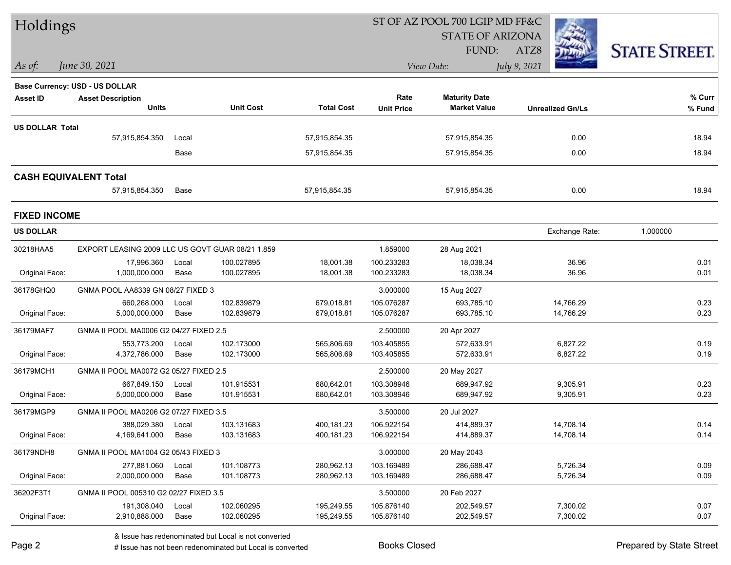# Holdings

**ST OF AZ POOL 700 LGIP MD FF&C**
**STATE OF ARIZONA**
**FUND: ATZ8**

*As of:* *June 30, 2021*
*View Date:* *July 9, 2021*

**Base Currency: USD - US DOLLAR**

| Asset ID | Asset Description / Units | | Unit Cost | Total Cost | Rate / Unit Price | Maturity Date / Market Value | Unrealized Gn/Ls | % Curr / % Fund |
|---|---|---|---|---|---|---|---|---|
| **US DOLLAR Total** | | | | | | | | |
| | 57,915,854.350 | Local | | 57,915,854.35 | | 57,915,854.35 | 0.00 | 18.94 |
| | | Base | | 57,915,854.35 | | 57,915,854.35 | 0.00 | 18.94 |
| **CASH EQUIVALENT Total** | | | | | | | | |
| | 57,915,854.350 | Base | | 57,915,854.35 | | 57,915,854.35 | 0.00 | 18.94 |

## FIXED INCOME

**US DOLLAR** — Exchange Rate: 1.000000

| Asset ID | Asset Description / Units | | Unit Cost | Total Cost | Rate / Unit Price | Maturity Date / Market Value | Unrealized Gn/Ls | % Curr / % Fund |
|---|---|---|---|---|---|---|---|---|
| 30218HAA5 | EXPORT LEASING 2009 LLC US GOVT GUAR 08/21 1.859 | | | | 1.859000 | 28 Aug 2021 | | |
| | 17,996.360 | Local | 100.027895 | 18,001.38 | 100.233283 | 18,038.34 | 36.96 | 0.01 |
| Original Face: | 1,000,000.000 | Base | 100.027895 | 18,001.38 | 100.233283 | 18,038.34 | 36.96 | 0.01 |
| 36178GHQ0 | GNMA POOL AA8339 GN 08/27 FIXED 3 | | | | 3.000000 | 15 Aug 2027 | | |
| | 660,268.000 | Local | 102.839879 | 679,018.81 | 105.076287 | 693,785.10 | 14,766.29 | 0.23 |
| Original Face: | 5,000,000.000 | Base | 102.839879 | 679,018.81 | 105.076287 | 693,785.10 | 14,766.29 | 0.23 |
| 36179MAF7 | GNMA II POOL MA0006 G2 04/27 FIXED 2.5 | | | | 2.500000 | 20 Apr 2027 | | |
| | 553,773.200 | Local | 102.173000 | 565,806.69 | 103.405855 | 572,633.91 | 6,827.22 | 0.19 |
| Original Face: | 4,372,786.000 | Base | 102.173000 | 565,806.69 | 103.405855 | 572,633.91 | 6,827.22 | 0.19 |
| 36179MCH1 | GNMA II POOL MA0072 G2 05/27 FIXED 2.5 | | | | 2.500000 | 20 May 2027 | | |
| | 667,849.150 | Local | 101.915531 | 680,642.01 | 103.308946 | 689,947.92 | 9,305.91 | 0.23 |
| Original Face: | 5,000,000.000 | Base | 101.915531 | 680,642.01 | 103.308946 | 689,947.92 | 9,305.91 | 0.23 |
| 36179MGP9 | GNMA II POOL MA0206 G2 07/27 FIXED 3.5 | | | | 3.500000 | 20 Jul 2027 | | |
| | 388,029.380 | Local | 103.131683 | 400,181.23 | 106.922154 | 414,889.37 | 14,708.14 | 0.14 |
| Original Face: | 4,169,641.000 | Base | 103.131683 | 400,181.23 | 106.922154 | 414,889.37 | 14,708.14 | 0.14 |
| 36179NDH8 | GNMA II POOL MA1004 G2 05/43 FIXED 3 | | | | 3.000000 | 20 May 2043 | | |
| | 277,881.060 | Local | 101.108773 | 280,962.13 | 103.169489 | 286,688.47 | 5,726.34 | 0.09 |
| Original Face: | 2,000,000.000 | Base | 101.108773 | 280,962.13 | 103.169489 | 286,688.47 | 5,726.34 | 0.09 |
| 36202F3T1 | GNMA II POOL 005310 G2 02/27 FIXED 3.5 | | | | 3.500000 | 20 Feb 2027 | | |
| | 191,308.040 | Local | 102.060295 | 195,249.55 | 105.876140 | 202,549.57 | 7,300.02 | 0.07 |
| Original Face: | 2,910,888.000 | Base | 102.060295 | 195,249.55 | 105.876140 | 202,549.57 | 7,300.02 | 0.07 |

& Issue has redenominated but Local is not converted
# Issue has not been redenominated but Local is converted

Books Closed

Prepared by State Street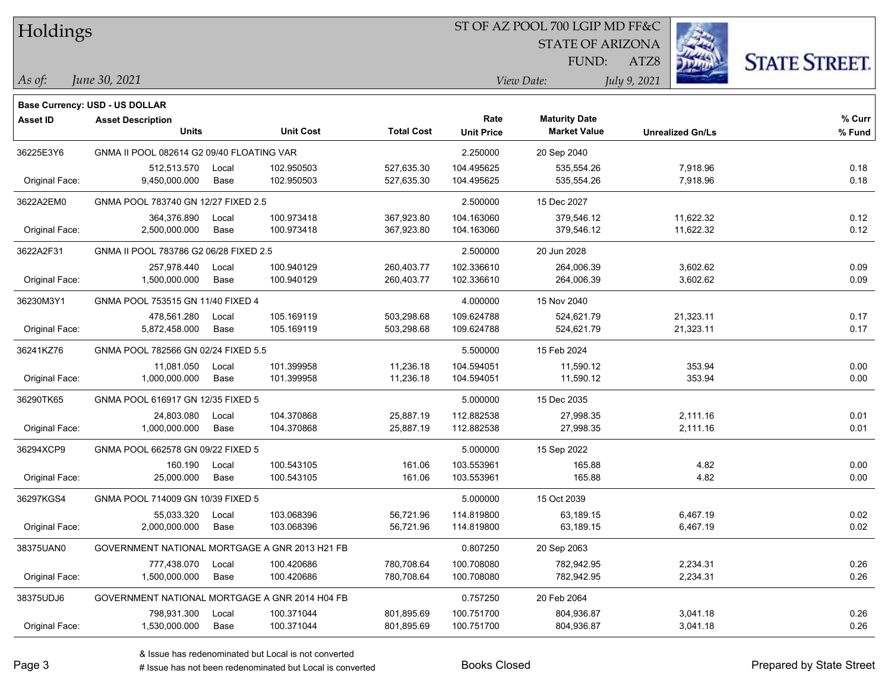# Holdings

ST OF AZ POOL 700 LGIP MD FF&C
STATE OF ARIZONA
FUND: ATZ8

*As of:* *June 30, 2021*
*View Date:* *July 9, 2021*

**Base Currency: USD - US DOLLAR**

| Asset ID | Asset Description / Units | | Unit Cost | Total Cost | Rate / Unit Price | Maturity Date / Market Value | Unrealized Gn/Ls | % Curr / % Fund |
|---|---|---|---|---|---|---|---|---|
| 36225E3Y6 | GNMA II POOL 082614 G2 09/40 FLOATING VAR | | | | 2.250000 | 20 Sep 2040 | | |
| | 512,513.570 | Local | 102.950503 | 527,635.30 | 104.495625 | 535,554.26 | 7,918.96 | 0.18 |
| Original Face: | 9,450,000.000 | Base | 102.950503 | 527,635.30 | 104.495625 | 535,554.26 | 7,918.96 | 0.18 |
| 3622A2EM0 | GNMA POOL 783740 GN 12/27 FIXED 2.5 | | | | 2.500000 | 15 Dec 2027 | | |
| | 364,376.890 | Local | 100.973418 | 367,923.80 | 104.163060 | 379,546.12 | 11,622.32 | 0.12 |
| Original Face: | 2,500,000.000 | Base | 100.973418 | 367,923.80 | 104.163060 | 379,546.12 | 11,622.32 | 0.12 |
| 3622A2F31 | GNMA II POOL 783786 G2 06/28 FIXED 2.5 | | | | 2.500000 | 20 Jun 2028 | | |
| | 257,978.440 | Local | 100.940129 | 260,403.77 | 102.336610 | 264,006.39 | 3,602.62 | 0.09 |
| Original Face: | 1,500,000.000 | Base | 100.940129 | 260,403.77 | 102.336610 | 264,006.39 | 3,602.62 | 0.09 |
| 36230M3Y1 | GNMA POOL 753515 GN 11/40 FIXED 4 | | | | 4.000000 | 15 Nov 2040 | | |
| | 478,561.280 | Local | 105.169119 | 503,298.68 | 109.624788 | 524,621.79 | 21,323.11 | 0.17 |
| Original Face: | 5,872,458.000 | Base | 105.169119 | 503,298.68 | 109.624788 | 524,621.79 | 21,323.11 | 0.17 |
| 36241KZ76 | GNMA POOL 782566 GN 02/24 FIXED 5.5 | | | | 5.500000 | 15 Feb 2024 | | |
| | 11,081.050 | Local | 101.399958 | 11,236.18 | 104.594051 | 11,590.12 | 353.94 | 0.00 |
| Original Face: | 1,000,000.000 | Base | 101.399958 | 11,236.18 | 104.594051 | 11,590.12 | 353.94 | 0.00 |
| 36290TK65 | GNMA POOL 616917 GN 12/35 FIXED 5 | | | | 5.000000 | 15 Dec 2035 | | |
| | 24,803.080 | Local | 104.370868 | 25,887.19 | 112.882538 | 27,998.35 | 2,111.16 | 0.01 |
| Original Face: | 1,000,000.000 | Base | 104.370868 | 25,887.19 | 112.882538 | 27,998.35 | 2,111.16 | 0.01 |
| 36294XCP9 | GNMA POOL 662578 GN 09/22 FIXED 5 | | | | 5.000000 | 15 Sep 2022 | | |
| | 160.190 | Local | 100.543105 | 161.06 | 103.553961 | 165.88 | 4.82 | 0.00 |
| Original Face: | 25,000.000 | Base | 100.543105 | 161.06 | 103.553961 | 165.88 | 4.82 | 0.00 |
| 36297KGS4 | GNMA POOL 714009 GN 10/39 FIXED 5 | | | | 5.000000 | 15 Oct 2039 | | |
| | 55,033.320 | Local | 103.068396 | 56,721.96 | 114.819800 | 63,189.15 | 6,467.19 | 0.02 |
| Original Face: | 2,000,000.000 | Base | 103.068396 | 56,721.96 | 114.819800 | 63,189.15 | 6,467.19 | 0.02 |
| 38375UAN0 | GOVERNMENT NATIONAL MORTGAGE A GNR 2013 H21 FB | | | | 0.807250 | 20 Sep 2063 | | |
| | 777,438.070 | Local | 100.420686 | 780,708.64 | 100.708080 | 782,942.95 | 2,234.31 | 0.26 |
| Original Face: | 1,500,000.000 | Base | 100.420686 | 780,708.64 | 100.708080 | 782,942.95 | 2,234.31 | 0.26 |
| 38375UDJ6 | GOVERNMENT NATIONAL MORTGAGE A GNR 2014 H04 FB | | | | 0.757250 | 20 Feb 2064 | | |
| | 798,931.300 | Local | 100.371044 | 801,895.69 | 100.751700 | 804,936.87 | 3,041.18 | 0.26 |
| Original Face: | 1,530,000.000 | Base | 100.371044 | 801,895.69 | 100.751700 | 804,936.87 | 3,041.18 | 0.26 |

& Issue has redenominated but Local is not converted
# Issue has not been redenominated but Local is converted

Books Closed

Prepared by State Street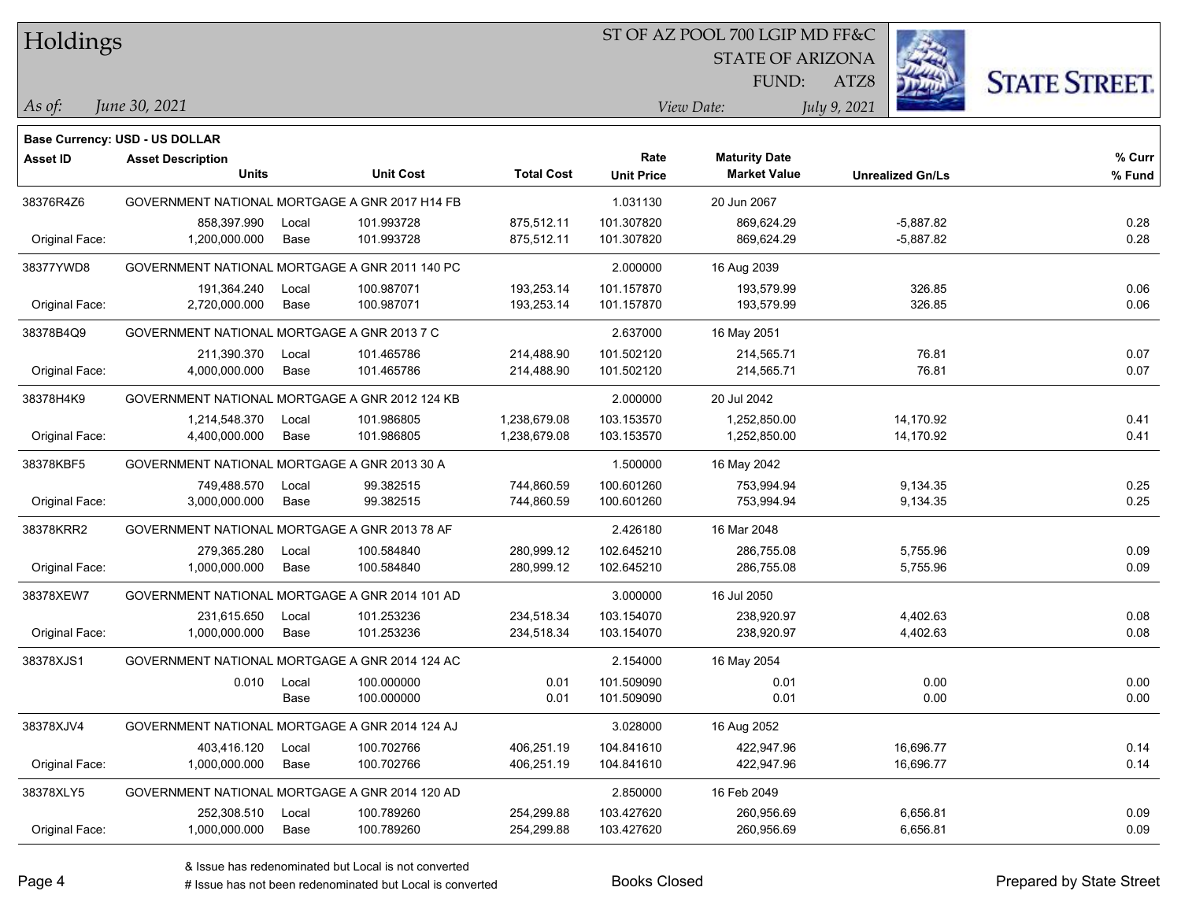**Base Currency: USD - US DOLLAR**

| Asset ID | Asset Description / Units | | Unit Cost | Total Cost | Rate / Unit Price | Maturity Date / Market Value | Unrealized Gn/Ls | % Curr / % Fund |
|---|---|---|---|---|---|---|---|---|
| 38376R4Z6 | GOVERNMENT NATIONAL MORTGAGE A GNR 2017 H14 FB | | | | 1.031130 | 20 Jun 2067 | | |
| | 858,397.990 | Local | 101.993728 | 875,512.11 | 101.307820 | 869,624.29 | -5,887.82 | 0.28 |
| Original Face: | 1,200,000.000 | Base | 101.993728 | 875,512.11 | 101.307820 | 869,624.29 | -5,887.82 | 0.28 |
| 38377YWD8 | GOVERNMENT NATIONAL MORTGAGE A GNR 2011 140 PC | | | | 2.000000 | 16 Aug 2039 | | |
| | 191,364.240 | Local | 100.987071 | 193,253.14 | 101.157870 | 193,579.99 | 326.85 | 0.06 |
| Original Face: | 2,720,000.000 | Base | 100.987071 | 193,253.14 | 101.157870 | 193,579.99 | 326.85 | 0.06 |
| 38378B4Q9 | GOVERNMENT NATIONAL MORTGAGE A GNR 2013 7 C | | | | 2.637000 | 16 May 2051 | | |
| | 211,390.370 | Local | 101.465786 | 214,488.90 | 101.502120 | 214,565.71 | 76.81 | 0.07 |
| Original Face: | 4,000,000.000 | Base | 101.465786 | 214,488.90 | 101.502120 | 214,565.71 | 76.81 | 0.07 |
| 38378H4K9 | GOVERNMENT NATIONAL MORTGAGE A GNR 2012 124 KB | | | | 2.000000 | 20 Jul 2042 | | |
| | 1,214,548.370 | Local | 101.986805 | 1,238,679.08 | 103.153570 | 1,252,850.00 | 14,170.92 | 0.41 |
| Original Face: | 4,400,000.000 | Base | 101.986805 | 1,238,679.08 | 103.153570 | 1,252,850.00 | 14,170.92 | 0.41 |
| 38378KBF5 | GOVERNMENT NATIONAL MORTGAGE A GNR 2013 30 A | | | | 1.500000 | 16 May 2042 | | |
| | 749,488.570 | Local | 99.382515 | 744,860.59 | 100.601260 | 753,994.94 | 9,134.35 | 0.25 |
| Original Face: | 3,000,000.000 | Base | 99.382515 | 744,860.59 | 100.601260 | 753,994.94 | 9,134.35 | 0.25 |
| 38378KRR2 | GOVERNMENT NATIONAL MORTGAGE A GNR 2013 78 AF | | | | 2.426180 | 16 Mar 2048 | | |
| | 279,365.280 | Local | 100.584840 | 280,999.12 | 102.645210 | 286,755.08 | 5,755.96 | 0.09 |
| Original Face: | 1,000,000.000 | Base | 100.584840 | 280,999.12 | 102.645210 | 286,755.08 | 5,755.96 | 0.09 |
| 38378XEW7 | GOVERNMENT NATIONAL MORTGAGE A GNR 2014 101 AD | | | | 3.000000 | 16 Jul 2050 | | |
| | 231,615.650 | Local | 101.253236 | 234,518.34 | 103.154070 | 238,920.97 | 4,402.63 | 0.08 |
| Original Face: | 1,000,000.000 | Base | 101.253236 | 234,518.34 | 103.154070 | 238,920.97 | 4,402.63 | 0.08 |
| 38378XJS1 | GOVERNMENT NATIONAL MORTGAGE A GNR 2014 124 AC | | | | 2.154000 | 16 May 2054 | | |
| | 0.010 | Local | 100.000000 | 0.01 | 101.509090 | 0.01 | 0.00 | 0.00 |
| | | Base | 100.000000 | 0.01 | 101.509090 | 0.01 | 0.00 | 0.00 |
| 38378XJV4 | GOVERNMENT NATIONAL MORTGAGE A GNR 2014 124 AJ | | | | 3.028000 | 16 Aug 2052 | | |
| | 403,416.120 | Local | 100.702766 | 406,251.19 | 104.841610 | 422,947.96 | 16,696.77 | 0.14 |
| Original Face: | 1,000,000.000 | Base | 100.702766 | 406,251.19 | 104.841610 | 422,947.96 | 16,696.77 | 0.14 |
| 38378XLY5 | GOVERNMENT NATIONAL MORTGAGE A GNR 2014 120 AD | | | | 2.850000 | 16 Feb 2049 | | |
| | 252,308.510 | Local | 100.789260 | 254,299.88 | 103.427620 | 260,956.69 | 6,656.81 | 0.09 |
| Original Face: | 1,000,000.000 | Base | 100.789260 | 254,299.88 | 103.427620 | 260,956.69 | 6,656.81 | 0.09 |

& Issue has redenominated but Local is not converted

# Issue has not been redenominated but Local is converted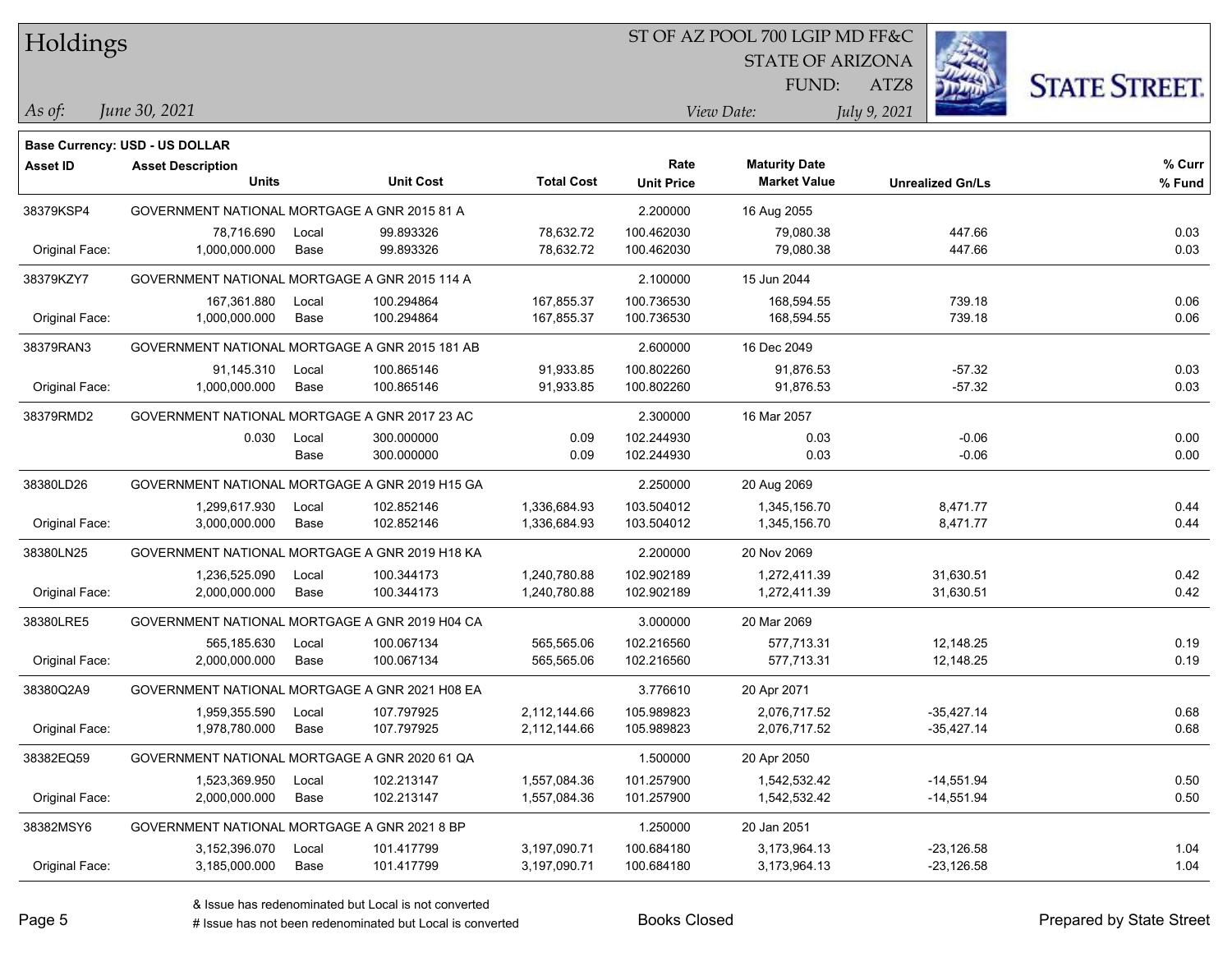# Holdings

ST OF AZ POOL 700 LGIP MD FF&C
STATE OF ARIZONA
FUND: ATZ8

*As of:* *June 30, 2021*
*View Date:* *July 9, 2021*

**Base Currency: USD - US DOLLAR**

| Asset ID | Asset Description / Units | | Unit Cost | Total Cost | Rate / Unit Price | Maturity Date / Market Value | Unrealized Gn/Ls | % Curr / % Fund |
|---|---|---|---|---|---|---|---|---|
| 38379KSP4 | GOVERNMENT NATIONAL MORTGAGE A GNR 2015 81 A | | | | 2.200000 | 16 Aug 2055 | | |
| | 78,716.690 | Local | 99.893326 | 78,632.72 | 100.462030 | 79,080.38 | 447.66 | 0.03 |
| Original Face: | 1,000,000.000 | Base | 99.893326 | 78,632.72 | 100.462030 | 79,080.38 | 447.66 | 0.03 |
| 38379KZY7 | GOVERNMENT NATIONAL MORTGAGE A GNR 2015 114 A | | | | 2.100000 | 15 Jun 2044 | | |
| | 167,361.880 | Local | 100.294864 | 167,855.37 | 100.736530 | 168,594.55 | 739.18 | 0.06 |
| Original Face: | 1,000,000.000 | Base | 100.294864 | 167,855.37 | 100.736530 | 168,594.55 | 739.18 | 0.06 |
| 38379RAN3 | GOVERNMENT NATIONAL MORTGAGE A GNR 2015 181 AB | | | | 2.600000 | 16 Dec 2049 | | |
| | 91,145.310 | Local | 100.865146 | 91,933.85 | 100.802260 | 91,876.53 | -57.32 | 0.03 |
| Original Face: | 1,000,000.000 | Base | 100.865146 | 91,933.85 | 100.802260 | 91,876.53 | -57.32 | 0.03 |
| 38379RMD2 | GOVERNMENT NATIONAL MORTGAGE A GNR 2017 23 AC | | | | 2.300000 | 16 Mar 2057 | | |
| | 0.030 | Local | 300.000000 | 0.09 | 102.244930 | 0.03 | -0.06 | 0.00 |
| | | Base | 300.000000 | 0.09 | 102.244930 | 0.03 | -0.06 | 0.00 |
| 38380LD26 | GOVERNMENT NATIONAL MORTGAGE A GNR 2019 H15 GA | | | | 2.250000 | 20 Aug 2069 | | |
| | 1,299,617.930 | Local | 102.852146 | 1,336,684.93 | 103.504012 | 1,345,156.70 | 8,471.77 | 0.44 |
| Original Face: | 3,000,000.000 | Base | 102.852146 | 1,336,684.93 | 103.504012 | 1,345,156.70 | 8,471.77 | 0.44 |
| 38380LN25 | GOVERNMENT NATIONAL MORTGAGE A GNR 2019 H18 KA | | | | 2.200000 | 20 Nov 2069 | | |
| | 1,236,525.090 | Local | 100.344173 | 1,240,780.88 | 102.902189 | 1,272,411.39 | 31,630.51 | 0.42 |
| Original Face: | 2,000,000.000 | Base | 100.344173 | 1,240,780.88 | 102.902189 | 1,272,411.39 | 31,630.51 | 0.42 |
| 38380LRE5 | GOVERNMENT NATIONAL MORTGAGE A GNR 2019 H04 CA | | | | 3.000000 | 20 Mar 2069 | | |
| | 565,185.630 | Local | 100.067134 | 565,565.06 | 102.216560 | 577,713.31 | 12,148.25 | 0.19 |
| Original Face: | 2,000,000.000 | Base | 100.067134 | 565,565.06 | 102.216560 | 577,713.31 | 12,148.25 | 0.19 |
| 38380Q2A9 | GOVERNMENT NATIONAL MORTGAGE A GNR 2021 H08 EA | | | | 3.776610 | 20 Apr 2071 | | |
| | 1,959,355.590 | Local | 107.797925 | 2,112,144.66 | 105.989823 | 2,076,717.52 | -35,427.14 | 0.68 |
| Original Face: | 1,978,780.000 | Base | 107.797925 | 2,112,144.66 | 105.989823 | 2,076,717.52 | -35,427.14 | 0.68 |
| 38382EQ59 | GOVERNMENT NATIONAL MORTGAGE A GNR 2020 61 QA | | | | 1.500000 | 20 Apr 2050 | | |
| | 1,523,369.950 | Local | 102.213147 | 1,557,084.36 | 101.257900 | 1,542,532.42 | -14,551.94 | 0.50 |
| Original Face: | 2,000,000.000 | Base | 102.213147 | 1,557,084.36 | 101.257900 | 1,542,532.42 | -14,551.94 | 0.50 |
| 38382MSY6 | GOVERNMENT NATIONAL MORTGAGE A GNR 2021 8 BP | | | | 1.250000 | 20 Jan 2051 | | |
| | 3,152,396.070 | Local | 101.417799 | 3,197,090.71 | 100.684180 | 3,173,964.13 | -23,126.58 | 1.04 |
| Original Face: | 3,185,000.000 | Base | 101.417799 | 3,197,090.71 | 100.684180 | 3,173,964.13 | -23,126.58 | 1.04 |

& Issue has redenominated but Local is not converted
# Issue has not been redenominated but Local is converted

Books Closed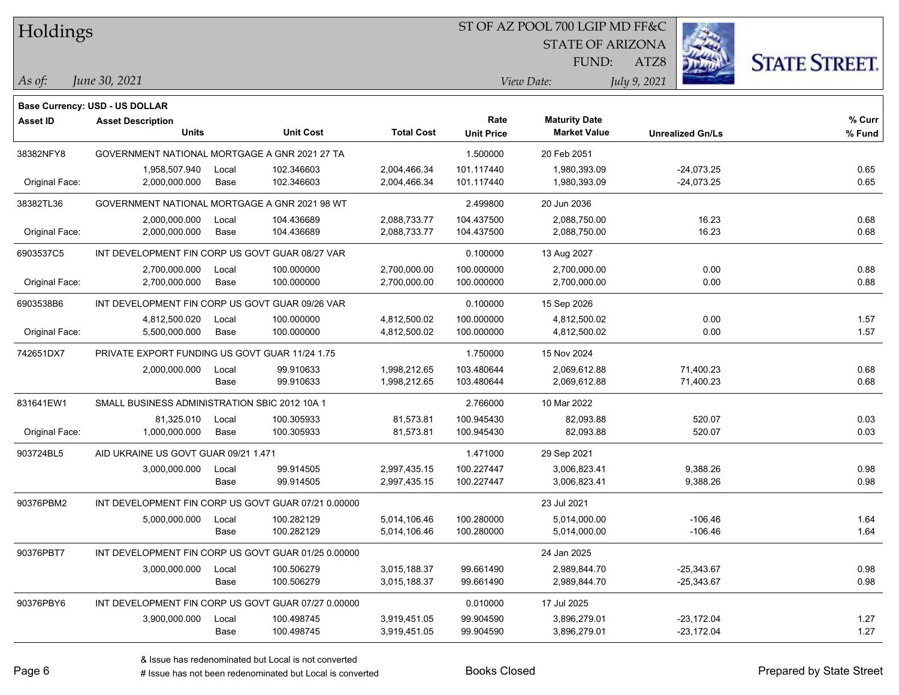# Holdings

ST OF AZ POOL 700 LGIP MD FF&C
STATE OF ARIZONA
FUND: ATZ8

*As of:* *June 30, 2021*
*View Date:* *July 9, 2021*

**Base Currency: USD - US DOLLAR**

| Asset ID | Asset Description / Units | | Unit Cost | Total Cost | Rate / Unit Price | Maturity Date / Market Value | Unrealized Gn/Ls | % Curr / % Fund |
|---|---|---|---|---|---|---|---|---|
| 38382NFY8 | GOVERNMENT NATIONAL MORTGAGE A GNR 2021 27 TA | | | | 1.500000 | 20 Feb 2051 | | |
| | 1,958,507.940 | Local | 102.346603 | 2,004,466.34 | 101.117440 | 1,980,393.09 | -24,073.25 | 0.65 |
| Original Face: | 2,000,000.000 | Base | 102.346603 | 2,004,466.34 | 101.117440 | 1,980,393.09 | -24,073.25 | 0.65 |
| 38382TL36 | GOVERNMENT NATIONAL MORTGAGE A GNR 2021 98 WT | | | | 2.499800 | 20 Jun 2036 | | |
| | 2,000,000.000 | Local | 104.436689 | 2,088,733.77 | 104.437500 | 2,088,750.00 | 16.23 | 0.68 |
| Original Face: | 2,000,000.000 | Base | 104.436689 | 2,088,733.77 | 104.437500 | 2,088,750.00 | 16.23 | 0.68 |
| 6903537C5 | INT DEVELOPMENT FIN CORP US GOVT GUAR 08/27 VAR | | | | 0.100000 | 13 Aug 2027 | | |
| | 2,700,000.000 | Local | 100.000000 | 2,700,000.00 | 100.000000 | 2,700,000.00 | 0.00 | 0.88 |
| Original Face: | 2,700,000.000 | Base | 100.000000 | 2,700,000.00 | 100.000000 | 2,700,000.00 | 0.00 | 0.88 |
| 6903538B6 | INT DEVELOPMENT FIN CORP US GOVT GUAR 09/26 VAR | | | | 0.100000 | 15 Sep 2026 | | |
| | 4,812,500.020 | Local | 100.000000 | 4,812,500.02 | 100.000000 | 4,812,500.02 | 0.00 | 1.57 |
| Original Face: | 5,500,000.000 | Base | 100.000000 | 4,812,500.02 | 100.000000 | 4,812,500.02 | 0.00 | 1.57 |
| 742651DX7 | PRIVATE EXPORT FUNDING US GOVT GUAR 11/24 1.75 | | | | 1.750000 | 15 Nov 2024 | | |
| | 2,000,000.000 | Local | 99.910633 | 1,998,212.65 | 103.480644 | 2,069,612.88 | 71,400.23 | 0.68 |
| | | Base | 99.910633 | 1,998,212.65 | 103.480644 | 2,069,612.88 | 71,400.23 | 0.68 |
| 831641EW1 | SMALL BUSINESS ADMINISTRATION SBIC 2012 10A 1 | | | | 2.766000 | 10 Mar 2022 | | |
| | 81,325.010 | Local | 100.305933 | 81,573.81 | 100.945430 | 82,093.88 | 520.07 | 0.03 |
| Original Face: | 1,000,000.000 | Base | 100.305933 | 81,573.81 | 100.945430 | 82,093.88 | 520.07 | 0.03 |
| 903724BL5 | AID UKRAINE US GOVT GUAR 09/21 1.471 | | | | 1.471000 | 29 Sep 2021 | | |
| | 3,000,000.000 | Local | 99.914505 | 2,997,435.15 | 100.227447 | 3,006,823.41 | 9,388.26 | 0.98 |
| | | Base | 99.914505 | 2,997,435.15 | 100.227447 | 3,006,823.41 | 9,388.26 | 0.98 |
| 90376PBM2 | INT DEVELOPMENT FIN CORP US GOVT GUAR 07/21 0.00000 | | | | | 23 Jul 2021 | | |
| | 5,000,000.000 | Local | 100.282129 | 5,014,106.46 | 100.280000 | 5,014,000.00 | -106.46 | 1.64 |
| | | Base | 100.282129 | 5,014,106.46 | 100.280000 | 5,014,000.00 | -106.46 | 1.64 |
| 90376PBT7 | INT DEVELOPMENT FIN CORP US GOVT GUAR 01/25 0.00000 | | | | | 24 Jan 2025 | | |
| | 3,000,000.000 | Local | 100.506279 | 3,015,188.37 | 99.661490 | 2,989,844.70 | -25,343.67 | 0.98 |
| | | Base | 100.506279 | 3,015,188.37 | 99.661490 | 2,989,844.70 | -25,343.67 | 0.98 |
| 90376PBY6 | INT DEVELOPMENT FIN CORP US GOVT GUAR 07/27 0.00000 | | | | 0.010000 | 17 Jul 2025 | | |
| | 3,900,000.000 | Local | 100.498745 | 3,919,451.05 | 99.904590 | 3,896,279.01 | -23,172.04 | 1.27 |
| | | Base | 100.498745 | 3,919,451.05 | 99.904590 | 3,896,279.01 | -23,172.04 | 1.27 |

& Issue has redenominated but Local is not converted
# Issue has not been redenominated but Local is converted

Books Closed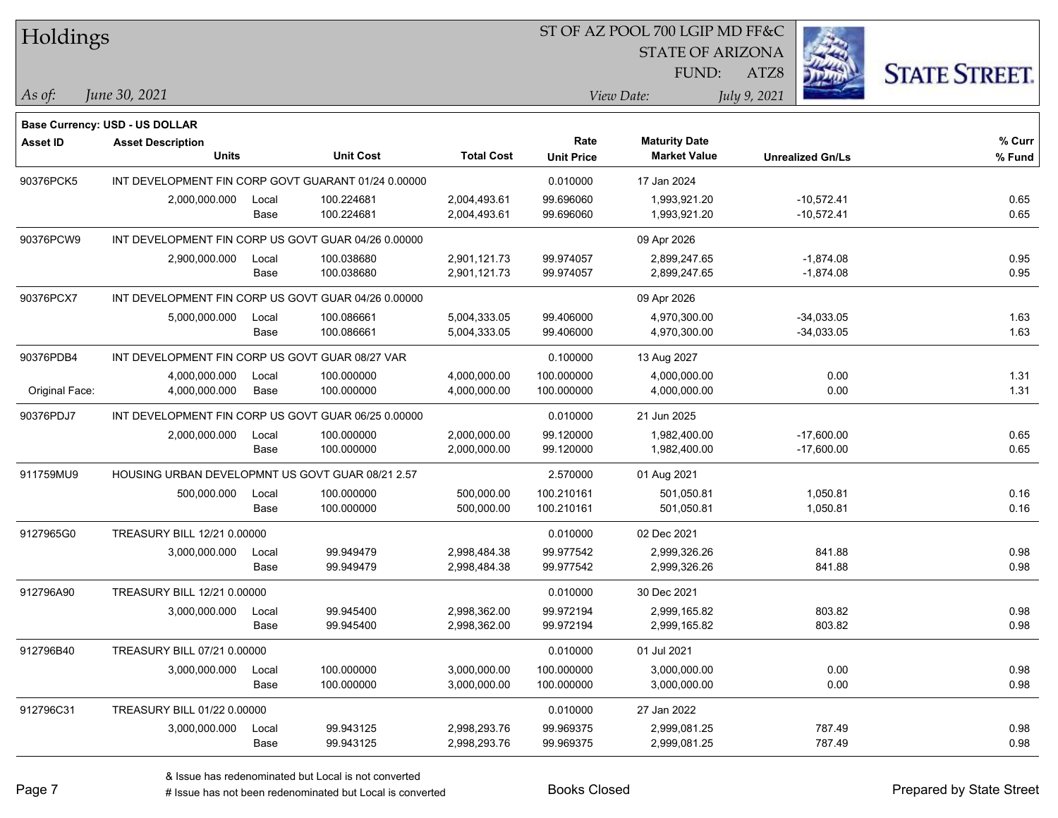# Holdings

ST OF AZ POOL 700 LGIP MD FF&C
STATE OF ARIZONA
FUND: ATZ8

*As of:* *June 30, 2021*
*View Date:* *July 9, 2021*

**Base Currency: USD - US DOLLAR**

| Asset ID | Asset Description / Units | | Unit Cost | Total Cost | Rate / Unit Price | Maturity Date / Market Value | Unrealized Gn/Ls | % Curr / % Fund |
|---|---|---|---|---|---|---|---|---|
| 90376PCK5 | INT DEVELOPMENT FIN CORP GOVT GUARANT 01/24 0.00000 | | | | 0.010000 | 17 Jan 2024 | | |
| | 2,000,000.000 | Local | 100.224681 | 2,004,493.61 | 99.696060 | 1,993,921.20 | -10,572.41 | 0.65 |
| | | Base | 100.224681 | 2,004,493.61 | 99.696060 | 1,993,921.20 | -10,572.41 | 0.65 |
| 90376PCW9 | INT DEVELOPMENT FIN CORP US GOVT GUAR 04/26 0.00000 | | | | | 09 Apr 2026 | | |
| | 2,900,000.000 | Local | 100.038680 | 2,901,121.73 | 99.974057 | 2,899,247.65 | -1,874.08 | 0.95 |
| | | Base | 100.038680 | 2,901,121.73 | 99.974057 | 2,899,247.65 | -1,874.08 | 0.95 |
| 90376PCX7 | INT DEVELOPMENT FIN CORP US GOVT GUAR 04/26 0.00000 | | | | | 09 Apr 2026 | | |
| | 5,000,000.000 | Local | 100.086661 | 5,004,333.05 | 99.406000 | 4,970,300.00 | -34,033.05 | 1.63 |
| | | Base | 100.086661 | 5,004,333.05 | 99.406000 | 4,970,300.00 | -34,033.05 | 1.63 |
| 90376PDB4 | INT DEVELOPMENT FIN CORP US GOVT GUAR 08/27 VAR | | | | 0.100000 | 13 Aug 2027 | | |
| | 4,000,000.000 | Local | 100.000000 | 4,000,000.00 | 100.000000 | 4,000,000.00 | 0.00 | 1.31 |
| Original Face: | 4,000,000.000 | Base | 100.000000 | 4,000,000.00 | 100.000000 | 4,000,000.00 | 0.00 | 1.31 |
| 90376PDJ7 | INT DEVELOPMENT FIN CORP US GOVT GUAR 06/25 0.00000 | | | | 0.010000 | 21 Jun 2025 | | |
| | 2,000,000.000 | Local | 100.000000 | 2,000,000.00 | 99.120000 | 1,982,400.00 | -17,600.00 | 0.65 |
| | | Base | 100.000000 | 2,000,000.00 | 99.120000 | 1,982,400.00 | -17,600.00 | 0.65 |
| 911759MU9 | HOUSING URBAN DEVELOPMNT US GOVT GUAR 08/21 2.57 | | | | 2.570000 | 01 Aug 2021 | | |
| | 500,000.000 | Local | 100.000000 | 500,000.00 | 100.210161 | 501,050.81 | 1,050.81 | 0.16 |
| | | Base | 100.000000 | 500,000.00 | 100.210161 | 501,050.81 | 1,050.81 | 0.16 |
| 9127965G0 | TREASURY BILL 12/21 0.00000 | | | | 0.010000 | 02 Dec 2021 | | |
| | 3,000,000.000 | Local | 99.949479 | 2,998,484.38 | 99.977542 | 2,999,326.26 | 841.88 | 0.98 |
| | | Base | 99.949479 | 2,998,484.38 | 99.977542 | 2,999,326.26 | 841.88 | 0.98 |
| 912796A90 | TREASURY BILL 12/21 0.00000 | | | | 0.010000 | 30 Dec 2021 | | |
| | 3,000,000.000 | Local | 99.945400 | 2,998,362.00 | 99.972194 | 2,999,165.82 | 803.82 | 0.98 |
| | | Base | 99.945400 | 2,998,362.00 | 99.972194 | 2,999,165.82 | 803.82 | 0.98 |
| 912796B40 | TREASURY BILL 07/21 0.00000 | | | | 0.010000 | 01 Jul 2021 | | |
| | 3,000,000.000 | Local | 100.000000 | 3,000,000.00 | 100.000000 | 3,000,000.00 | 0.00 | 0.98 |
| | | Base | 100.000000 | 3,000,000.00 | 100.000000 | 3,000,000.00 | 0.00 | 0.98 |
| 912796C31 | TREASURY BILL 01/22 0.00000 | | | | 0.010000 | 27 Jan 2022 | | |
| | 3,000,000.000 | Local | 99.943125 | 2,998,293.76 | 99.969375 | 2,999,081.25 | 787.49 | 0.98 |
| | | Base | 99.943125 | 2,998,293.76 | 99.969375 | 2,999,081.25 | 787.49 | 0.98 |

& Issue has redenominated but Local is not converted
# Issue has not been redenominated but Local is converted

Books Closed

Prepared by State Street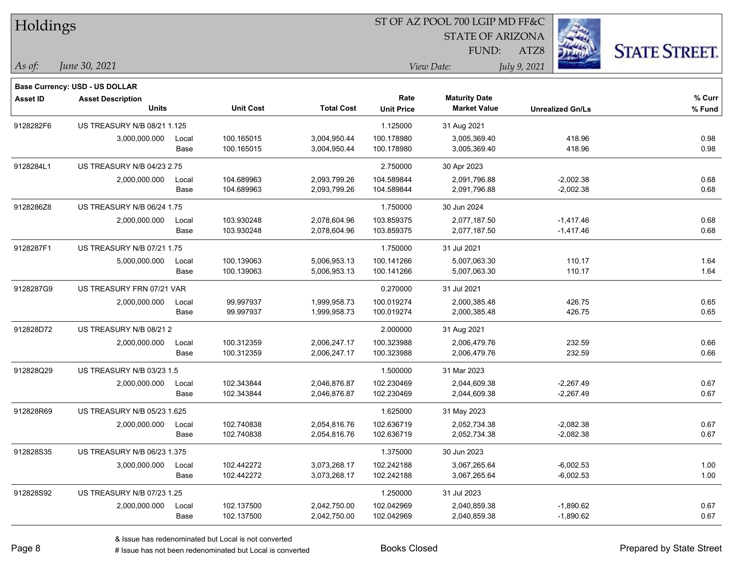# Holdings

ST OF AZ POOL 700 LGIP MD FF&C
STATE OF ARIZONA
FUND: ATZ8

*As of:* *June 30, 2021*

*View Date:* *July 9, 2021*

**Base Currency: USD - US DOLLAR**

| Asset ID | Asset Description / Units | | Unit Cost | Total Cost | Rate / Unit Price | Maturity Date / Market Value | Unrealized Gn/Ls | % Curr / % Fund |
|---|---|---|---|---|---|---|---|---|
| 9128282F6 | US TREASURY N/B 08/21 1.125 | | | | 1.125000 | 31 Aug 2021 | | |
| | 3,000,000.000 | Local | 100.165015 | 3,004,950.44 | 100.178980 | 3,005,369.40 | 418.96 | 0.98 |
| | | Base | 100.165015 | 3,004,950.44 | 100.178980 | 3,005,369.40 | 418.96 | 0.98 |
| 9128284L1 | US TREASURY N/B 04/23 2.75 | | | | 2.750000 | 30 Apr 2023 | | |
| | 2,000,000.000 | Local | 104.689963 | 2,093,799.26 | 104.589844 | 2,091,796.88 | -2,002.38 | 0.68 |
| | | Base | 104.689963 | 2,093,799.26 | 104.589844 | 2,091,796.88 | -2,002.38 | 0.68 |
| 9128286Z8 | US TREASURY N/B 06/24 1.75 | | | | 1.750000 | 30 Jun 2024 | | |
| | 2,000,000.000 | Local | 103.930248 | 2,078,604.96 | 103.859375 | 2,077,187.50 | -1,417.46 | 0.68 |
| | | Base | 103.930248 | 2,078,604.96 | 103.859375 | 2,077,187.50 | -1,417.46 | 0.68 |
| 9128287F1 | US TREASURY N/B 07/21 1.75 | | | | 1.750000 | 31 Jul 2021 | | |
| | 5,000,000.000 | Local | 100.139063 | 5,006,953.13 | 100.141266 | 5,007,063.30 | 110.17 | 1.64 |
| | | Base | 100.139063 | 5,006,953.13 | 100.141266 | 5,007,063.30 | 110.17 | 1.64 |
| 9128287G9 | US TREASURY FRN 07/21 VAR | | | | 0.270000 | 31 Jul 2021 | | |
| | 2,000,000.000 | Local | 99.997937 | 1,999,958.73 | 100.019274 | 2,000,385.48 | 426.75 | 0.65 |
| | | Base | 99.997937 | 1,999,958.73 | 100.019274 | 2,000,385.48 | 426.75 | 0.65 |
| 912828D72 | US TREASURY N/B 08/21 2 | | | | 2.000000 | 31 Aug 2021 | | |
| | 2,000,000.000 | Local | 100.312359 | 2,006,247.17 | 100.323988 | 2,006,479.76 | 232.59 | 0.66 |
| | | Base | 100.312359 | 2,006,247.17 | 100.323988 | 2,006,479.76 | 232.59 | 0.66 |
| 912828Q29 | US TREASURY N/B 03/23 1.5 | | | | 1.500000 | 31 Mar 2023 | | |
| | 2,000,000.000 | Local | 102.343844 | 2,046,876.87 | 102.230469 | 2,044,609.38 | -2,267.49 | 0.67 |
| | | Base | 102.343844 | 2,046,876.87 | 102.230469 | 2,044,609.38 | -2,267.49 | 0.67 |
| 912828R69 | US TREASURY N/B 05/23 1.625 | | | | 1.625000 | 31 May 2023 | | |
| | 2,000,000.000 | Local | 102.740838 | 2,054,816.76 | 102.636719 | 2,052,734.38 | -2,082.38 | 0.67 |
| | | Base | 102.740838 | 2,054,816.76 | 102.636719 | 2,052,734.38 | -2,082.38 | 0.67 |
| 912828S35 | US TREASURY N/B 06/23 1.375 | | | | 1.375000 | 30 Jun 2023 | | |
| | 3,000,000.000 | Local | 102.442272 | 3,073,268.17 | 102.242188 | 3,067,265.64 | -6,002.53 | 1.00 |
| | | Base | 102.442272 | 3,073,268.17 | 102.242188 | 3,067,265.64 | -6,002.53 | 1.00 |
| 912828S92 | US TREASURY N/B 07/23 1.25 | | | | 1.250000 | 31 Jul 2023 | | |
| | 2,000,000.000 | Local | 102.137500 | 2,042,750.00 | 102.042969 | 2,040,859.38 | -1,890.62 | 0.67 |
| | | Base | 102.137500 | 2,042,750.00 | 102.042969 | 2,040,859.38 | -1,890.62 | 0.67 |

& Issue has redenominated but Local is not converted
# Issue has not been redenominated but Local is converted

Books Closed

Prepared by State Street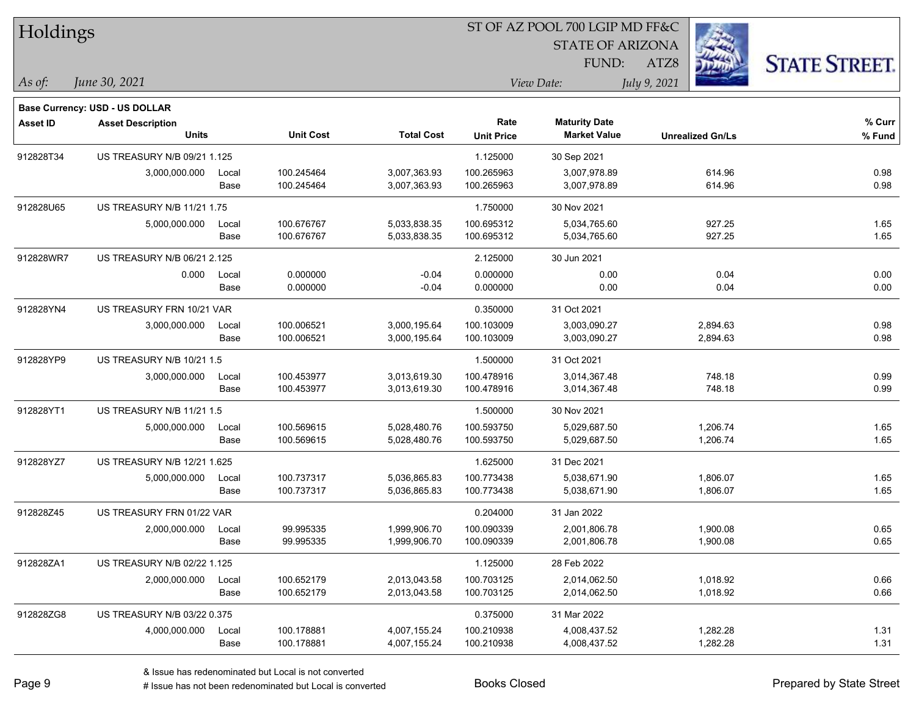# Holdings

ST OF AZ POOL 700 LGIP MD FF&C
STATE OF ARIZONA
FUND: ATZ8

*As of:* *June 30, 2021*

*View Date:* *July 9, 2021*

**Base Currency: USD - US DOLLAR**

| Asset ID | Asset Description / Units | | Unit Cost | Total Cost | Rate / Unit Price | Maturity Date / Market Value | Unrealized Gn/Ls | % Curr / % Fund |
|---|---|---|---|---|---|---|---|---|
| 912828T34 | US TREASURY N/B 09/21 1.125 | | | | 1.125000 | 30 Sep 2021 | | |
| | 3,000,000.000 | Local | 100.245464 | 3,007,363.93 | 100.265963 | 3,007,978.89 | 614.96 | 0.98 |
| | | Base | 100.245464 | 3,007,363.93 | 100.265963 | 3,007,978.89 | 614.96 | 0.98 |
| 912828U65 | US TREASURY N/B 11/21 1.75 | | | | 1.750000 | 30 Nov 2021 | | |
| | 5,000,000.000 | Local | 100.676767 | 5,033,838.35 | 100.695312 | 5,034,765.60 | 927.25 | 1.65 |
| | | Base | 100.676767 | 5,033,838.35 | 100.695312 | 5,034,765.60 | 927.25 | 1.65 |
| 912828WR7 | US TREASURY N/B 06/21 2.125 | | | | 2.125000 | 30 Jun 2021 | | |
| | 0.000 | Local | 0.000000 | -0.04 | 0.000000 | 0.00 | 0.04 | 0.00 |
| | | Base | 0.000000 | -0.04 | 0.000000 | 0.00 | 0.04 | 0.00 |
| 912828YN4 | US TREASURY FRN 10/21 VAR | | | | 0.350000 | 31 Oct 2021 | | |
| | 3,000,000.000 | Local | 100.006521 | 3,000,195.64 | 100.103009 | 3,003,090.27 | 2,894.63 | 0.98 |
| | | Base | 100.006521 | 3,000,195.64 | 100.103009 | 3,003,090.27 | 2,894.63 | 0.98 |
| 912828YP9 | US TREASURY N/B 10/21 1.5 | | | | 1.500000 | 31 Oct 2021 | | |
| | 3,000,000.000 | Local | 100.453977 | 3,013,619.30 | 100.478916 | 3,014,367.48 | 748.18 | 0.99 |
| | | Base | 100.453977 | 3,013,619.30 | 100.478916 | 3,014,367.48 | 748.18 | 0.99 |
| 912828YT1 | US TREASURY N/B 11/21 1.5 | | | | 1.500000 | 30 Nov 2021 | | |
| | 5,000,000.000 | Local | 100.569615 | 5,028,480.76 | 100.593750 | 5,029,687.50 | 1,206.74 | 1.65 |
| | | Base | 100.569615 | 5,028,480.76 | 100.593750 | 5,029,687.50 | 1,206.74 | 1.65 |
| 912828YZ7 | US TREASURY N/B 12/21 1.625 | | | | 1.625000 | 31 Dec 2021 | | |
| | 5,000,000.000 | Local | 100.737317 | 5,036,865.83 | 100.773438 | 5,038,671.90 | 1,806.07 | 1.65 |
| | | Base | 100.737317 | 5,036,865.83 | 100.773438 | 5,038,671.90 | 1,806.07 | 1.65 |
| 912828Z45 | US TREASURY FRN 01/22 VAR | | | | 0.204000 | 31 Jan 2022 | | |
| | 2,000,000.000 | Local | 99.995335 | 1,999,906.70 | 100.090339 | 2,001,806.78 | 1,900.08 | 0.65 |
| | | Base | 99.995335 | 1,999,906.70 | 100.090339 | 2,001,806.78 | 1,900.08 | 0.65 |
| 912828ZA1 | US TREASURY N/B 02/22 1.125 | | | | 1.125000 | 28 Feb 2022 | | |
| | 2,000,000.000 | Local | 100.652179 | 2,013,043.58 | 100.703125 | 2,014,062.50 | 1,018.92 | 0.66 |
| | | Base | 100.652179 | 2,013,043.58 | 100.703125 | 2,014,062.50 | 1,018.92 | 0.66 |
| 912828ZG8 | US TREASURY N/B 03/22 0.375 | | | | 0.375000 | 31 Mar 2022 | | |
| | 4,000,000.000 | Local | 100.178881 | 4,007,155.24 | 100.210938 | 4,008,437.52 | 1,282.28 | 1.31 |
| | | Base | 100.178881 | 4,007,155.24 | 100.210938 | 4,008,437.52 | 1,282.28 | 1.31 |

& Issue has redenominated but Local is not converted
# Issue has not been redenominated but Local is converted

Books Closed

Prepared by State Street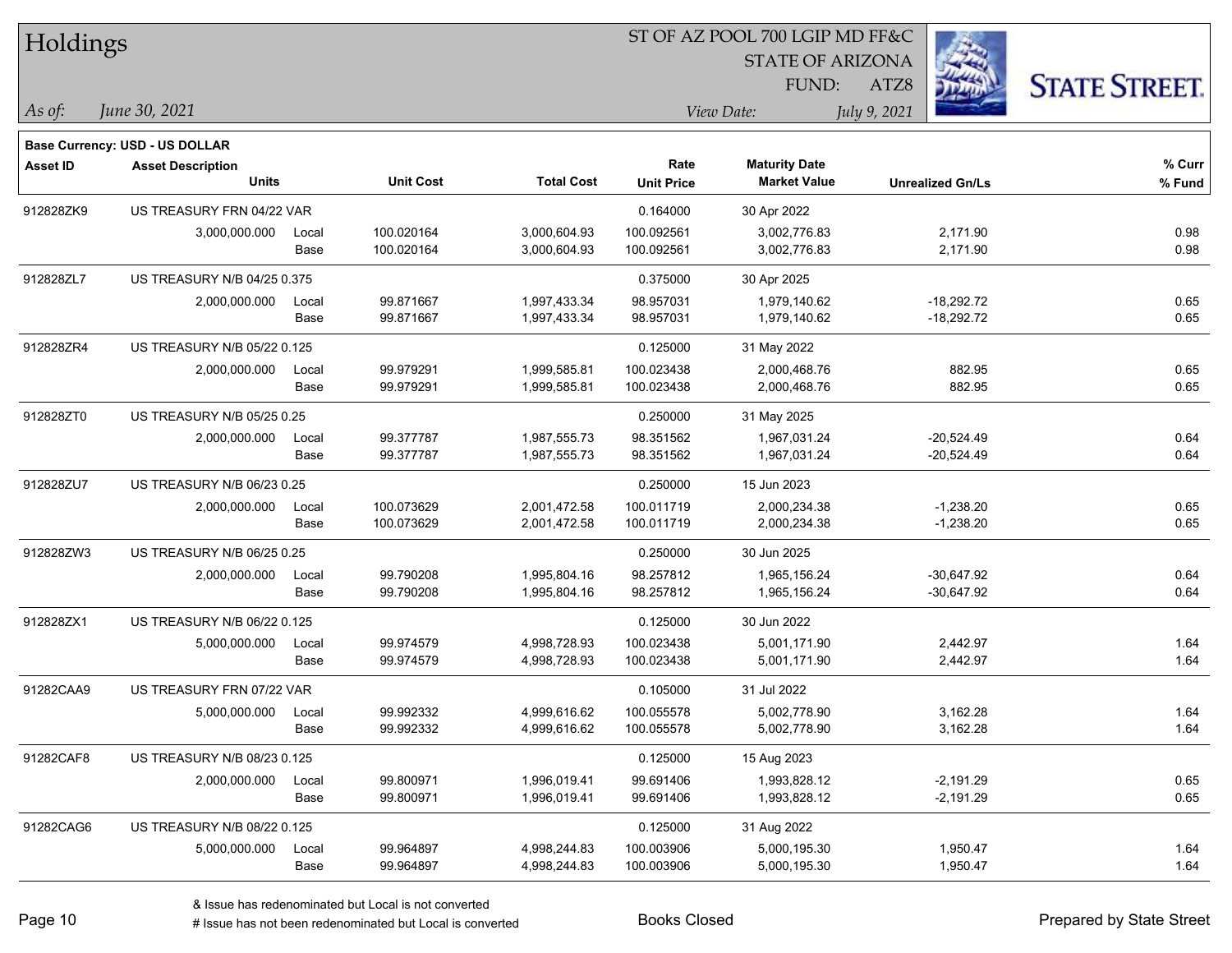# Holdings

ST OF AZ POOL 700 LGIP MD FF&C
STATE OF ARIZONA
FUND: ATZ8

*As of:* *June 30, 2021*
*View Date:* *July 9, 2021*

**Base Currency: USD - US DOLLAR**

| Asset ID | Asset Description / Units | | Unit Cost | Total Cost | Rate / Unit Price | Maturity Date / Market Value | Unrealized Gn/Ls | % Curr / % Fund |
|---|---|---|---|---|---|---|---|---|
| 912828ZK9 | US TREASURY FRN 04/22 VAR | | | | 0.164000 | 30 Apr 2022 | | |
| | 3,000,000.000 | Local | 100.020164 | 3,000,604.93 | 100.092561 | 3,002,776.83 | 2,171.90 | 0.98 |
| | | Base | 100.020164 | 3,000,604.93 | 100.092561 | 3,002,776.83 | 2,171.90 | 0.98 |
| 912828ZL7 | US TREASURY N/B 04/25 0.375 | | | | 0.375000 | 30 Apr 2025 | | |
| | 2,000,000.000 | Local | 99.871667 | 1,997,433.34 | 98.957031 | 1,979,140.62 | -18,292.72 | 0.65 |
| | | Base | 99.871667 | 1,997,433.34 | 98.957031 | 1,979,140.62 | -18,292.72 | 0.65 |
| 912828ZR4 | US TREASURY N/B 05/22 0.125 | | | | 0.125000 | 31 May 2022 | | |
| | 2,000,000.000 | Local | 99.979291 | 1,999,585.81 | 100.023438 | 2,000,468.76 | 882.95 | 0.65 |
| | | Base | 99.979291 | 1,999,585.81 | 100.023438 | 2,000,468.76 | 882.95 | 0.65 |
| 912828ZT0 | US TREASURY N/B 05/25 0.25 | | | | 0.250000 | 31 May 2025 | | |
| | 2,000,000.000 | Local | 99.377787 | 1,987,555.73 | 98.351562 | 1,967,031.24 | -20,524.49 | 0.64 |
| | | Base | 99.377787 | 1,987,555.73 | 98.351562 | 1,967,031.24 | -20,524.49 | 0.64 |
| 912828ZU7 | US TREASURY N/B 06/23 0.25 | | | | 0.250000 | 15 Jun 2023 | | |
| | 2,000,000.000 | Local | 100.073629 | 2,001,472.58 | 100.011719 | 2,000,234.38 | -1,238.20 | 0.65 |
| | | Base | 100.073629 | 2,001,472.58 | 100.011719 | 2,000,234.38 | -1,238.20 | 0.65 |
| 912828ZW3 | US TREASURY N/B 06/25 0.25 | | | | 0.250000 | 30 Jun 2025 | | |
| | 2,000,000.000 | Local | 99.790208 | 1,995,804.16 | 98.257812 | 1,965,156.24 | -30,647.92 | 0.64 |
| | | Base | 99.790208 | 1,995,804.16 | 98.257812 | 1,965,156.24 | -30,647.92 | 0.64 |
| 912828ZX1 | US TREASURY N/B 06/22 0.125 | | | | 0.125000 | 30 Jun 2022 | | |
| | 5,000,000.000 | Local | 99.974579 | 4,998,728.93 | 100.023438 | 5,001,171.90 | 2,442.97 | 1.64 |
| | | Base | 99.974579 | 4,998,728.93 | 100.023438 | 5,001,171.90 | 2,442.97 | 1.64 |
| 91282CAA9 | US TREASURY FRN 07/22 VAR | | | | 0.105000 | 31 Jul 2022 | | |
| | 5,000,000.000 | Local | 99.992332 | 4,999,616.62 | 100.055578 | 5,002,778.90 | 3,162.28 | 1.64 |
| | | Base | 99.992332 | 4,999,616.62 | 100.055578 | 5,002,778.90 | 3,162.28 | 1.64 |
| 91282CAF8 | US TREASURY N/B 08/23 0.125 | | | | 0.125000 | 15 Aug 2023 | | |
| | 2,000,000.000 | Local | 99.800971 | 1,996,019.41 | 99.691406 | 1,993,828.12 | -2,191.29 | 0.65 |
| | | Base | 99.800971 | 1,996,019.41 | 99.691406 | 1,993,828.12 | -2,191.29 | 0.65 |
| 91282CAG6 | US TREASURY N/B 08/22 0.125 | | | | 0.125000 | 31 Aug 2022 | | |
| | 5,000,000.000 | Local | 99.964897 | 4,998,244.83 | 100.003906 | 5,000,195.30 | 1,950.47 | 1.64 |
| | | Base | 99.964897 | 4,998,244.83 | 100.003906 | 5,000,195.30 | 1,950.47 | 1.64 |

& Issue has redenominated but Local is not converted
# Issue has not been redenominated but Local is converted

Books Closed

Prepared by State Street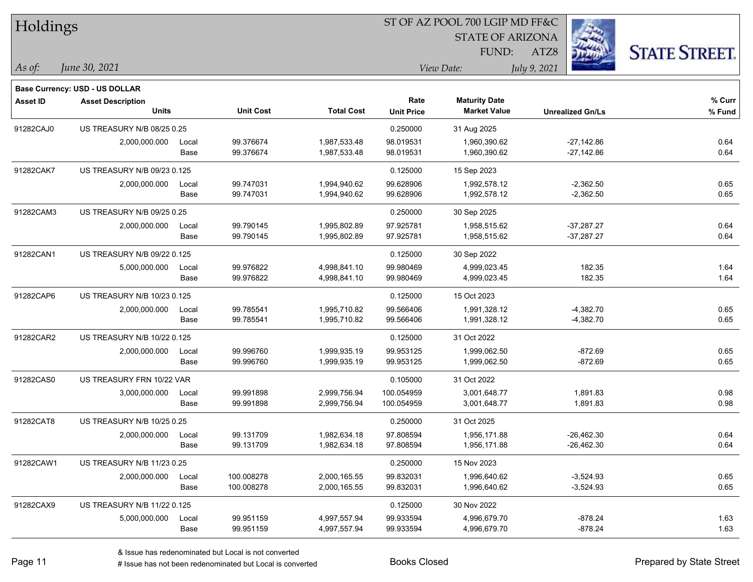# Holdings

ST OF AZ POOL 700 LGIP MD FF&C
STATE OF ARIZONA
FUND: ATZ8

*As of:* *June 30, 2021*

*View Date:* *July 9, 2021*

**Base Currency: USD - US DOLLAR**

| Asset ID | Asset Description / Units | | Unit Cost | Total Cost | Rate / Unit Price | Maturity Date / Market Value | Unrealized Gn/Ls | % Curr / % Fund |
|---|---|---|---|---|---|---|---|---|
| 91282CAJ0 | US TREASURY N/B 08/25 0.25 | | | | 0.250000 | 31 Aug 2025 | | |
| | 2,000,000.000 | Local | 99.376674 | 1,987,533.48 | 98.019531 | 1,960,390.62 | -27,142.86 | 0.64 |
| | | Base | 99.376674 | 1,987,533.48 | 98.019531 | 1,960,390.62 | -27,142.86 | 0.64 |
| 91282CAK7 | US TREASURY N/B 09/23 0.125 | | | | 0.125000 | 15 Sep 2023 | | |
| | 2,000,000.000 | Local | 99.747031 | 1,994,940.62 | 99.628906 | 1,992,578.12 | -2,362.50 | 0.65 |
| | | Base | 99.747031 | 1,994,940.62 | 99.628906 | 1,992,578.12 | -2,362.50 | 0.65 |
| 91282CAM3 | US TREASURY N/B 09/25 0.25 | | | | 0.250000 | 30 Sep 2025 | | |
| | 2,000,000.000 | Local | 99.790145 | 1,995,802.89 | 97.925781 | 1,958,515.62 | -37,287.27 | 0.64 |
| | | Base | 99.790145 | 1,995,802.89 | 97.925781 | 1,958,515.62 | -37,287.27 | 0.64 |
| 91282CAN1 | US TREASURY N/B 09/22 0.125 | | | | 0.125000 | 30 Sep 2022 | | |
| | 5,000,000.000 | Local | 99.976822 | 4,998,841.10 | 99.980469 | 4,999,023.45 | 182.35 | 1.64 |
| | | Base | 99.976822 | 4,998,841.10 | 99.980469 | 4,999,023.45 | 182.35 | 1.64 |
| 91282CAP6 | US TREASURY N/B 10/23 0.125 | | | | 0.125000 | 15 Oct 2023 | | |
| | 2,000,000.000 | Local | 99.785541 | 1,995,710.82 | 99.566406 | 1,991,328.12 | -4,382.70 | 0.65 |
| | | Base | 99.785541 | 1,995,710.82 | 99.566406 | 1,991,328.12 | -4,382.70 | 0.65 |
| 91282CAR2 | US TREASURY N/B 10/22 0.125 | | | | 0.125000 | 31 Oct 2022 | | |
| | 2,000,000.000 | Local | 99.996760 | 1,999,935.19 | 99.953125 | 1,999,062.50 | -872.69 | 0.65 |
| | | Base | 99.996760 | 1,999,935.19 | 99.953125 | 1,999,062.50 | -872.69 | 0.65 |
| 91282CAS0 | US TREASURY FRN 10/22 VAR | | | | 0.105000 | 31 Oct 2022 | | |
| | 3,000,000.000 | Local | 99.991898 | 2,999,756.94 | 100.054959 | 3,001,648.77 | 1,891.83 | 0.98 |
| | | Base | 99.991898 | 2,999,756.94 | 100.054959 | 3,001,648.77 | 1,891.83 | 0.98 |
| 91282CAT8 | US TREASURY N/B 10/25 0.25 | | | | 0.250000 | 31 Oct 2025 | | |
| | 2,000,000.000 | Local | 99.131709 | 1,982,634.18 | 97.808594 | 1,956,171.88 | -26,462.30 | 0.64 |
| | | Base | 99.131709 | 1,982,634.18 | 97.808594 | 1,956,171.88 | -26,462.30 | 0.64 |
| 91282CAW1 | US TREASURY N/B 11/23 0.25 | | | | 0.250000 | 15 Nov 2023 | | |
| | 2,000,000.000 | Local | 100.008278 | 2,000,165.55 | 99.832031 | 1,996,640.62 | -3,524.93 | 0.65 |
| | | Base | 100.008278 | 2,000,165.55 | 99.832031 | 1,996,640.62 | -3,524.93 | 0.65 |
| 91282CAX9 | US TREASURY N/B 11/22 0.125 | | | | 0.125000 | 30 Nov 2022 | | |
| | 5,000,000.000 | Local | 99.951159 | 4,997,557.94 | 99.933594 | 4,996,679.70 | -878.24 | 1.63 |
| | | Base | 99.951159 | 4,997,557.94 | 99.933594 | 4,996,679.70 | -878.24 | 1.63 |

& Issue has redenominated but Local is not converted
# Issue has not been redenominated but Local is converted

Books Closed

Prepared by State Street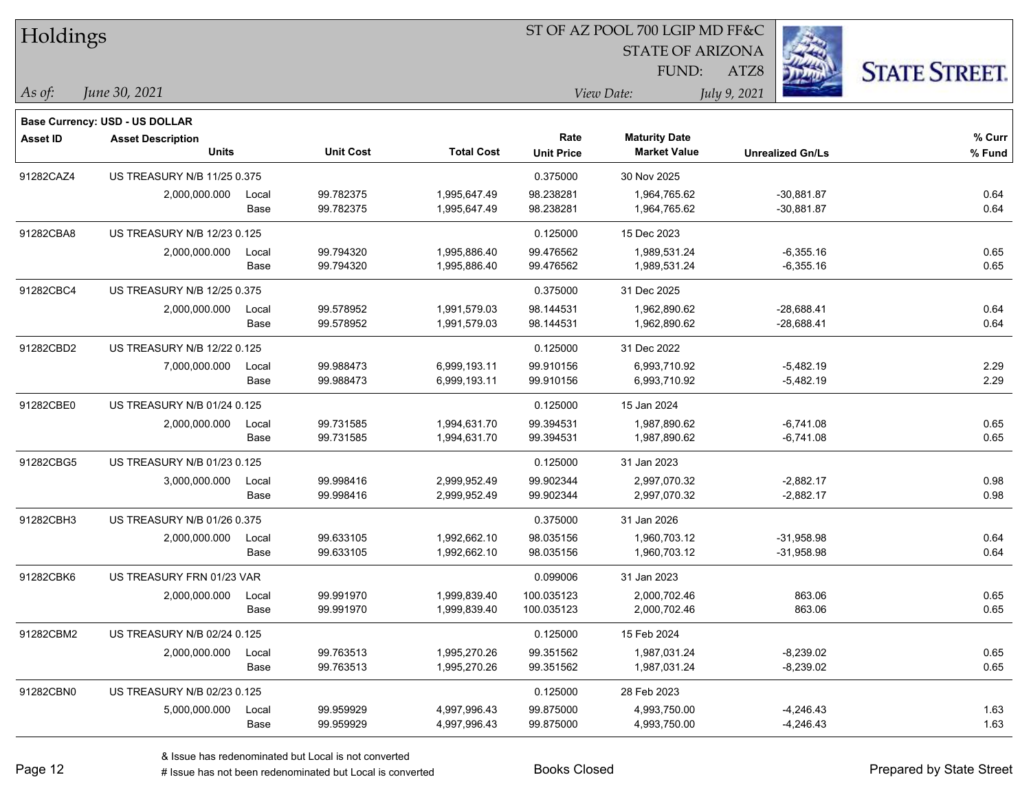# Holdings

ST OF AZ POOL 700 LGIP MD FF&C
STATE OF ARIZONA
FUND: ATZ8

*As of: June 30, 2021*

*View Date: July 9, 2021*

**Base Currency: USD - US DOLLAR**

| Asset ID | Asset Description / Units | | Unit Cost | Total Cost | Rate / Unit Price | Maturity Date / Market Value | Unrealized Gn/Ls | % Curr / % Fund |
|---|---|---|---|---|---|---|---|---|
| 91282CAZ4 | US TREASURY N/B 11/25 0.375 | | | | 0.375000 | 30 Nov 2025 | | |
| | 2,000,000.000 | Local | 99.782375 | 1,995,647.49 | 98.238281 | 1,964,765.62 | -30,881.87 | 0.64 |
| | | Base | 99.782375 | 1,995,647.49 | 98.238281 | 1,964,765.62 | -30,881.87 | 0.64 |
| 91282CBA8 | US TREASURY N/B 12/23 0.125 | | | | 0.125000 | 15 Dec 2023 | | |
| | 2,000,000.000 | Local | 99.794320 | 1,995,886.40 | 99.476562 | 1,989,531.24 | -6,355.16 | 0.65 |
| | | Base | 99.794320 | 1,995,886.40 | 99.476562 | 1,989,531.24 | -6,355.16 | 0.65 |
| 91282CBC4 | US TREASURY N/B 12/25 0.375 | | | | 0.375000 | 31 Dec 2025 | | |
| | 2,000,000.000 | Local | 99.578952 | 1,991,579.03 | 98.144531 | 1,962,890.62 | -28,688.41 | 0.64 |
| | | Base | 99.578952 | 1,991,579.03 | 98.144531 | 1,962,890.62 | -28,688.41 | 0.64 |
| 91282CBD2 | US TREASURY N/B 12/22 0.125 | | | | 0.125000 | 31 Dec 2022 | | |
| | 7,000,000.000 | Local | 99.988473 | 6,999,193.11 | 99.910156 | 6,993,710.92 | -5,482.19 | 2.29 |
| | | Base | 99.988473 | 6,999,193.11 | 99.910156 | 6,993,710.92 | -5,482.19 | 2.29 |
| 91282CBE0 | US TREASURY N/B 01/24 0.125 | | | | 0.125000 | 15 Jan 2024 | | |
| | 2,000,000.000 | Local | 99.731585 | 1,994,631.70 | 99.394531 | 1,987,890.62 | -6,741.08 | 0.65 |
| | | Base | 99.731585 | 1,994,631.70 | 99.394531 | 1,987,890.62 | -6,741.08 | 0.65 |
| 91282CBG5 | US TREASURY N/B 01/23 0.125 | | | | 0.125000 | 31 Jan 2023 | | |
| | 3,000,000.000 | Local | 99.998416 | 2,999,952.49 | 99.902344 | 2,997,070.32 | -2,882.17 | 0.98 |
| | | Base | 99.998416 | 2,999,952.49 | 99.902344 | 2,997,070.32 | -2,882.17 | 0.98 |
| 91282CBH3 | US TREASURY N/B 01/26 0.375 | | | | 0.375000 | 31 Jan 2026 | | |
| | 2,000,000.000 | Local | 99.633105 | 1,992,662.10 | 98.035156 | 1,960,703.12 | -31,958.98 | 0.64 |
| | | Base | 99.633105 | 1,992,662.10 | 98.035156 | 1,960,703.12 | -31,958.98 | 0.64 |
| 91282CBK6 | US TREASURY FRN 01/23 VAR | | | | 0.099006 | 31 Jan 2023 | | |
| | 2,000,000.000 | Local | 99.991970 | 1,999,839.40 | 100.035123 | 2,000,702.46 | 863.06 | 0.65 |
| | | Base | 99.991970 | 1,999,839.40 | 100.035123 | 2,000,702.46 | 863.06 | 0.65 |
| 91282CBM2 | US TREASURY N/B 02/24 0.125 | | | | 0.125000 | 15 Feb 2024 | | |
| | 2,000,000.000 | Local | 99.763513 | 1,995,270.26 | 99.351562 | 1,987,031.24 | -8,239.02 | 0.65 |
| | | Base | 99.763513 | 1,995,270.26 | 99.351562 | 1,987,031.24 | -8,239.02 | 0.65 |
| 91282CBN0 | US TREASURY N/B 02/23 0.125 | | | | 0.125000 | 28 Feb 2023 | | |
| | 5,000,000.000 | Local | 99.959929 | 4,997,996.43 | 99.875000 | 4,993,750.00 | -4,246.43 | 1.63 |
| | | Base | 99.959929 | 4,997,996.43 | 99.875000 | 4,993,750.00 | -4,246.43 | 1.63 |

& Issue has redenominated but Local is not converted
# Issue has not been redenominated but Local is converted

Books Closed

Prepared by State Street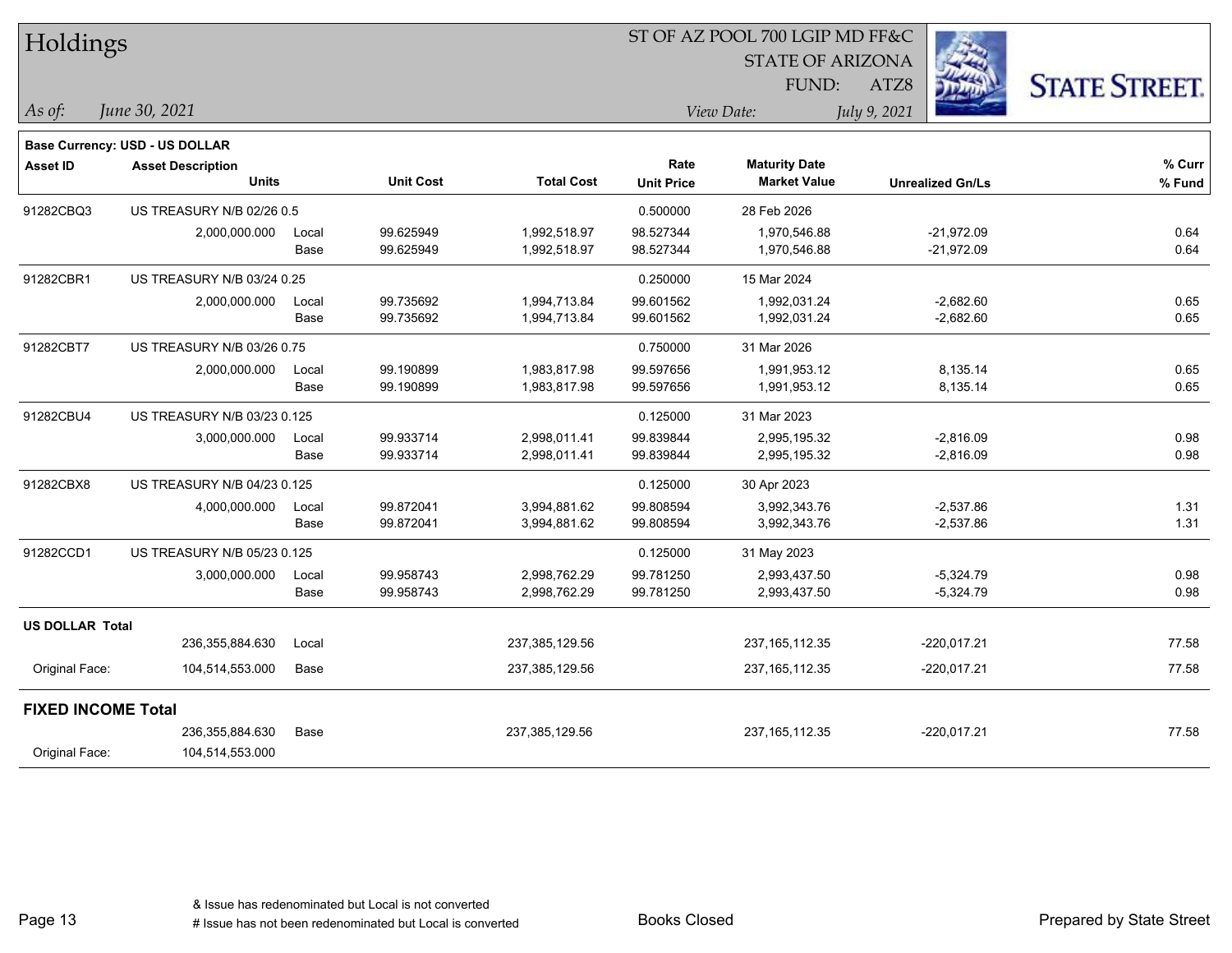# Holdings

ST OF AZ POOL 700 LGIP MD FF&C
STATE OF ARIZONA
FUND: ATZ8

*As of:* *June 30, 2021*
*View Date:* *July 9, 2021*

**Base Currency: USD - US DOLLAR**

| Asset ID | Asset Description / Units | | Unit Cost | Total Cost | Rate / Unit Price | Maturity Date / Market Value | Unrealized Gn/Ls | % Curr / % Fund |
|---|---|---|---|---|---|---|---|---|
| 91282CBQ3 | US TREASURY N/B 02/26 0.5 | | | | 0.500000 | 28 Feb 2026 | | |
| | 2,000,000.000 | Local | 99.625949 | 1,992,518.97 | 98.527344 | 1,970,546.88 | -21,972.09 | 0.64 |
| | | Base | 99.625949 | 1,992,518.97 | 98.527344 | 1,970,546.88 | -21,972.09 | 0.64 |
| 91282CBR1 | US TREASURY N/B 03/24 0.25 | | | | 0.250000 | 15 Mar 2024 | | |
| | 2,000,000.000 | Local | 99.735692 | 1,994,713.84 | 99.601562 | 1,992,031.24 | -2,682.60 | 0.65 |
| | | Base | 99.735692 | 1,994,713.84 | 99.601562 | 1,992,031.24 | -2,682.60 | 0.65 |
| 91282CBT7 | US TREASURY N/B 03/26 0.75 | | | | 0.750000 | 31 Mar 2026 | | |
| | 2,000,000.000 | Local | 99.190899 | 1,983,817.98 | 99.597656 | 1,991,953.12 | 8,135.14 | 0.65 |
| | | Base | 99.190899 | 1,983,817.98 | 99.597656 | 1,991,953.12 | 8,135.14 | 0.65 |
| 91282CBU4 | US TREASURY N/B 03/23 0.125 | | | | 0.125000 | 31 Mar 2023 | | |
| | 3,000,000.000 | Local | 99.933714 | 2,998,011.41 | 99.839844 | 2,995,195.32 | -2,816.09 | 0.98 |
| | | Base | 99.933714 | 2,998,011.41 | 99.839844 | 2,995,195.32 | -2,816.09 | 0.98 |
| 91282CBX8 | US TREASURY N/B 04/23 0.125 | | | | 0.125000 | 30 Apr 2023 | | |
| | 4,000,000.000 | Local | 99.872041 | 3,994,881.62 | 99.808594 | 3,992,343.76 | -2,537.86 | 1.31 |
| | | Base | 99.872041 | 3,994,881.62 | 99.808594 | 3,992,343.76 | -2,537.86 | 1.31 |
| 91282CCD1 | US TREASURY N/B 05/23 0.125 | | | | 0.125000 | 31 May 2023 | | |
| | 3,000,000.000 | Local | 99.958743 | 2,998,762.29 | 99.781250 | 2,993,437.50 | -5,324.79 | 0.98 |
| | | Base | 99.958743 | 2,998,762.29 | 99.781250 | 2,993,437.50 | -5,324.79 | 0.98 |
| **US DOLLAR Total** | | | | | | | | |
| | 236,355,884.630 | Local | | 237,385,129.56 | | 237,165,112.35 | -220,017.21 | 77.58 |
| Original Face: | 104,514,553.000 | Base | | 237,385,129.56 | | 237,165,112.35 | -220,017.21 | 77.58 |
| **FIXED INCOME Total** | | | | | | | | |
| | 236,355,884.630 | Base | | 237,385,129.56 | | 237,165,112.35 | -220,017.21 | 77.58 |
| Original Face: | 104,514,553.000 | | | | | | | |

& Issue has redenominated but Local is not converted
# Issue has not been redenominated but Local is converted

Books Closed

Prepared by State Street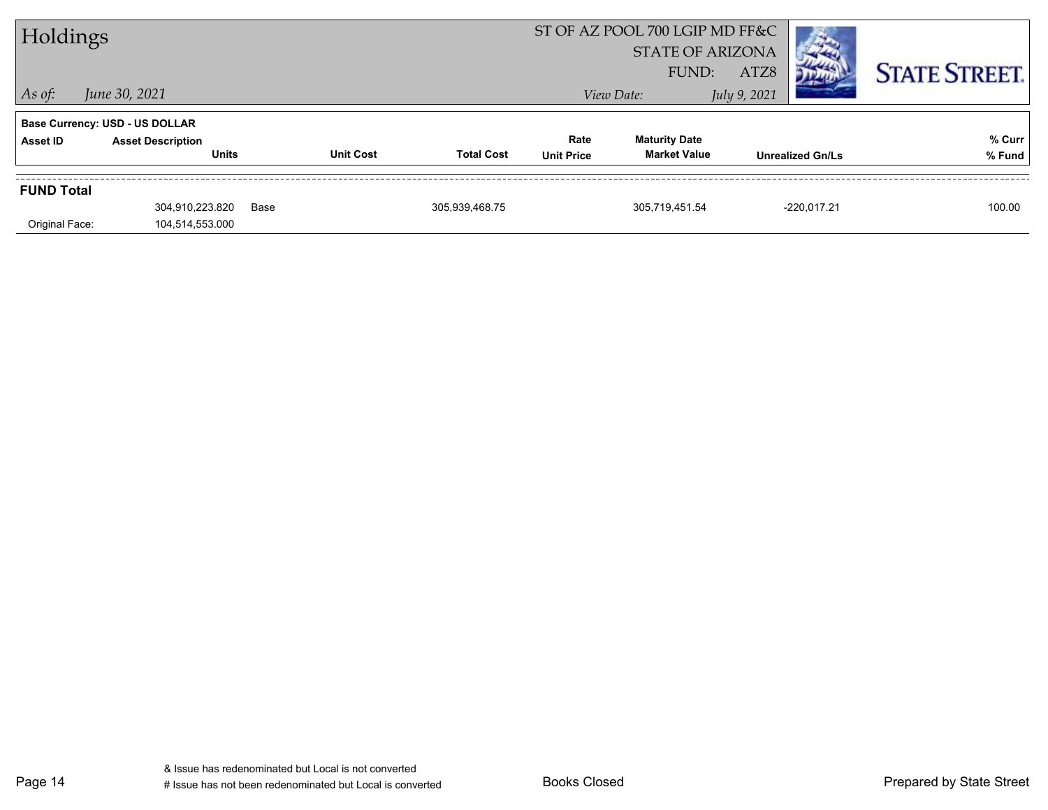# Holdings

ST OF AZ POOL 700 LGIP MD FF&C
STATE OF ARIZONA
FUND: ATZ8

*As of:* *June 30, 2021*

*View Date:* *July 9, 2021*

STATE STREET.

**Base Currency: USD - US DOLLAR**

| Asset ID | Asset Description / Units | Unit Cost | Total Cost | Rate / Unit Price | Maturity Date / Market Value | Unrealized Gn/Ls | % Curr / % Fund |
|---|---|---|---|---|---|---|---|
| **FUND Total** | | | | | | | |
| | 304,910,223.820 | Base | 305,939,468.75 | | 305,719,451.54 | -220,017.21 | 100.00 |
| Original Face: | 104,514,553.000 | | | | | | |

& Issue has redenominated but Local is not converted
# Issue has not been redenominated but Local is converted

Books Closed

Prepared by State Street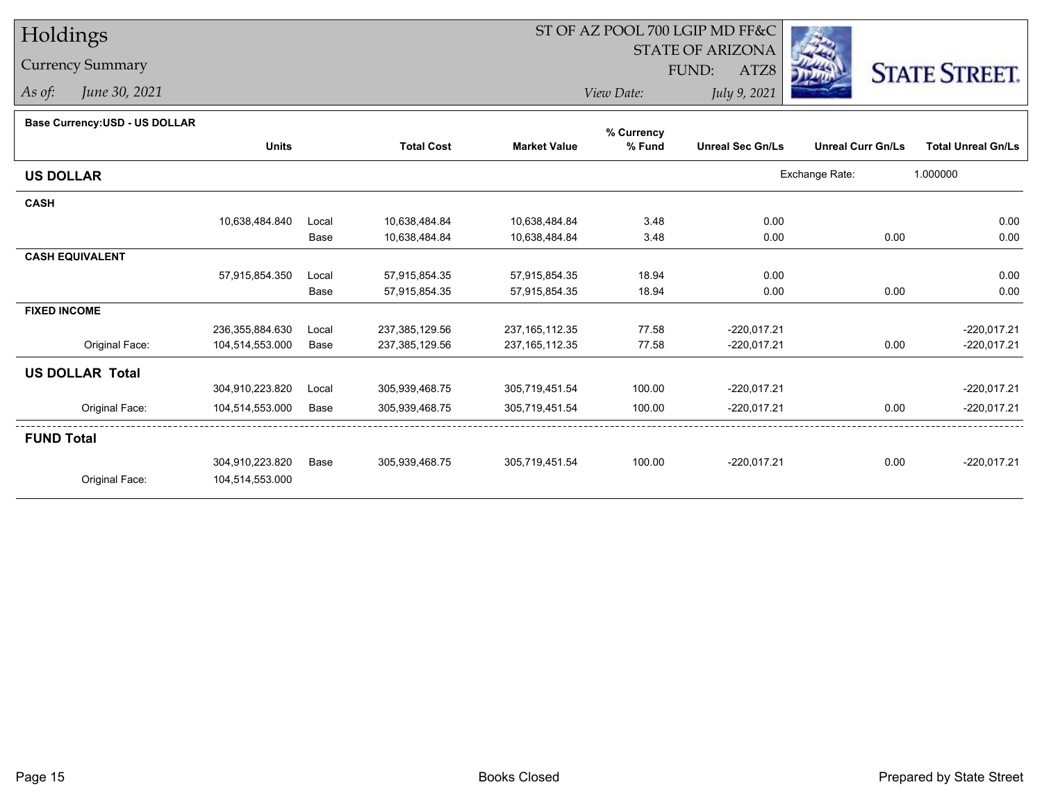# Holdings

## Currency Summary

*As of:* *June 30, 2021*

ST OF AZ POOL 700 LGIP MD FF&C
STATE OF ARIZONA
FUND: ATZ8
*View Date:* *July 9, 2021*

STATE STREET.

**Base Currency:USD - US DOLLAR**

| | Units | | Total Cost | Market Value | % Currency % Fund | Unreal Sec Gn/Ls | Unreal Curr Gn/Ls | Total Unreal Gn/Ls |
|---|---|---|---|---|---|---|---|---|
| **US DOLLAR** | | | | | | Exchange Rate: | 1.000000 | |
| **CASH** | | | | | | | | |
| | 10,638,484.840 | Local | 10,638,484.84 | 10,638,484.84 | 3.48 | 0.00 | | 0.00 |
| | | Base | 10,638,484.84 | 10,638,484.84 | 3.48 | 0.00 | 0.00 | 0.00 |
| **CASH EQUIVALENT** | | | | | | | | |
| | 57,915,854.350 | Local | 57,915,854.35 | 57,915,854.35 | 18.94 | 0.00 | | 0.00 |
| | | Base | 57,915,854.35 | 57,915,854.35 | 18.94 | 0.00 | 0.00 | 0.00 |
| **FIXED INCOME** | | | | | | | | |
| | 236,355,884.630 | Local | 237,385,129.56 | 237,165,112.35 | 77.58 | -220,017.21 | | -220,017.21 |
| Original Face: | 104,514,553.000 | Base | 237,385,129.56 | 237,165,112.35 | 77.58 | -220,017.21 | 0.00 | -220,017.21 |
| **US DOLLAR Total** | | | | | | | | |
| | 304,910,223.820 | Local | 305,939,468.75 | 305,719,451.54 | 100.00 | -220,017.21 | | -220,017.21 |
| Original Face: | 104,514,553.000 | Base | 305,939,468.75 | 305,719,451.54 | 100.00 | -220,017.21 | 0.00 | -220,017.21 |
| **FUND Total** | | | | | | | | |
| | 304,910,223.820 | Base | 305,939,468.75 | 305,719,451.54 | 100.00 | -220,017.21 | 0.00 | -220,017.21 |
| Original Face: | 104,514,553.000 | | | | | | | |

Books Closed

Prepared by State Street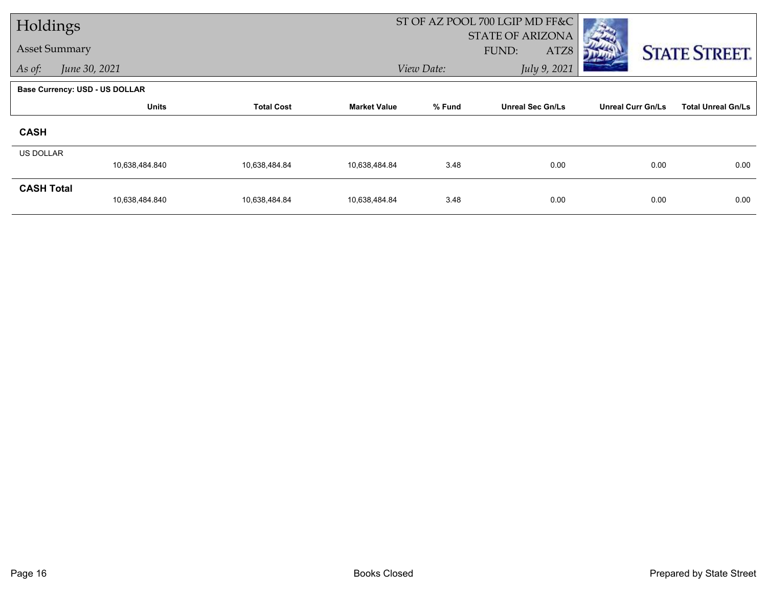# Holdings

## Asset Summary

*As of:* *June 30, 2021*

ST OF AZ POOL 700 LGIP MD FF&C
STATE OF ARIZONA
FUND: ATZ8
*View Date:* *July 9, 2021*

**Base Currency: USD - US DOLLAR**

| | Units | Total Cost | Market Value | % Fund | Unreal Sec Gn/Ls | Unreal Curr Gn/Ls | Total Unreal Gn/Ls |
|---|---|---|---|---|---|---|---|
| **CASH** | | | | | | | |
| US DOLLAR | 10,638,484.840 | 10,638,484.84 | 10,638,484.84 | 3.48 | 0.00 | 0.00 | 0.00 |
| **CASH Total** | 10,638,484.840 | 10,638,484.84 | 10,638,484.84 | 3.48 | 0.00 | 0.00 | 0.00 |

Books Closed

Prepared by State Street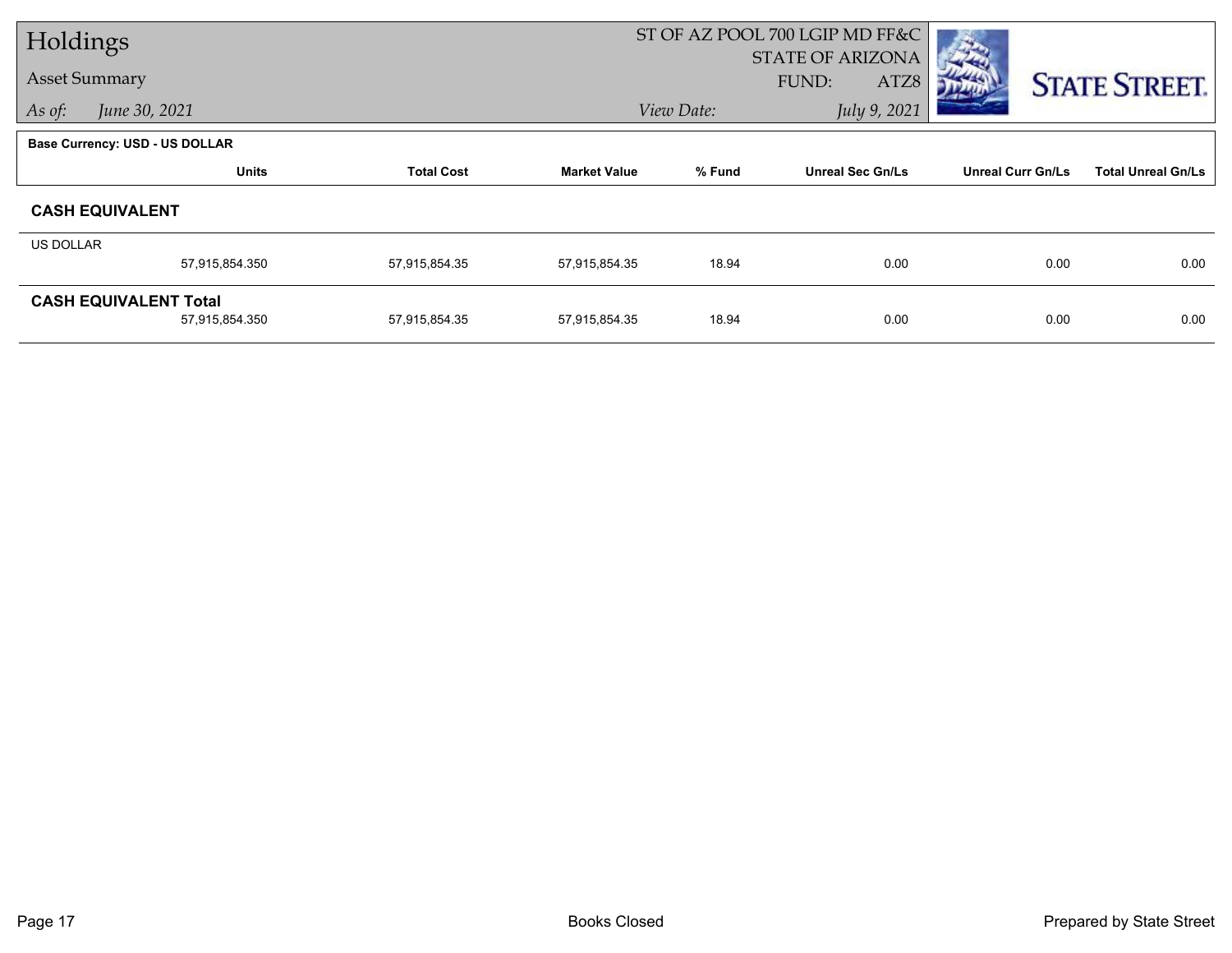# Holdings

Asset Summary

*As of:* *June 30, 2021*

ST OF AZ POOL 700 LGIP MD FF&C
STATE OF ARIZONA
FUND: ATZ8

*View Date:* *July 9, 2021*

**Base Currency: USD - US DOLLAR**

| | Units | Total Cost | Market Value | % Fund | Unreal Sec Gn/Ls | Unreal Curr Gn/Ls | Total Unreal Gn/Ls |
|---|---|---|---|---|---|---|---|
| **CASH EQUIVALENT** | | | | | | | |
| US DOLLAR | 57,915,854.350 | 57,915,854.35 | 57,915,854.35 | 18.94 | 0.00 | 0.00 | 0.00 |
| **CASH EQUIVALENT Total** | 57,915,854.350 | 57,915,854.35 | 57,915,854.35 | 18.94 | 0.00 | 0.00 | 0.00 |

Books Closed

Prepared by State Street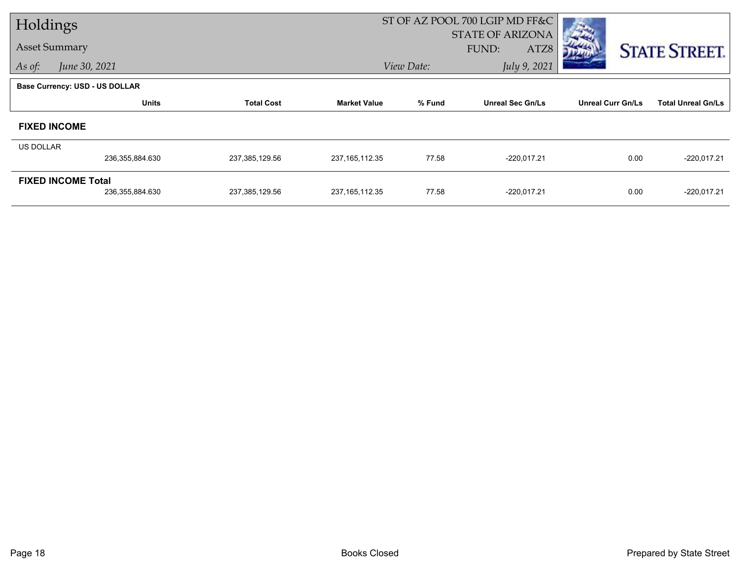# Holdings

## Asset Summary

*As of:* *June 30, 2021*

ST OF AZ POOL 700 LGIP MD FF&C
STATE OF ARIZONA
FUND: ATZ8
*View Date:* *July 9, 2021*

STATE STREET.

**Base Currency: USD - US DOLLAR**

| | Units | Total Cost | Market Value | % Fund | Unreal Sec Gn/Ls | Unreal Curr Gn/Ls | Total Unreal Gn/Ls |
|---|---|---|---|---|---|---|---|
| **FIXED INCOME** | | | | | | | |
| US DOLLAR | 236,355,884.630 | 237,385,129.56 | 237,165,112.35 | 77.58 | -220,017.21 | 0.00 | -220,017.21 |
| **FIXED INCOME Total** | 236,355,884.630 | 237,385,129.56 | 237,165,112.35 | 77.58 | -220,017.21 | 0.00 | -220,017.21 |

Books Closed

Prepared by State Street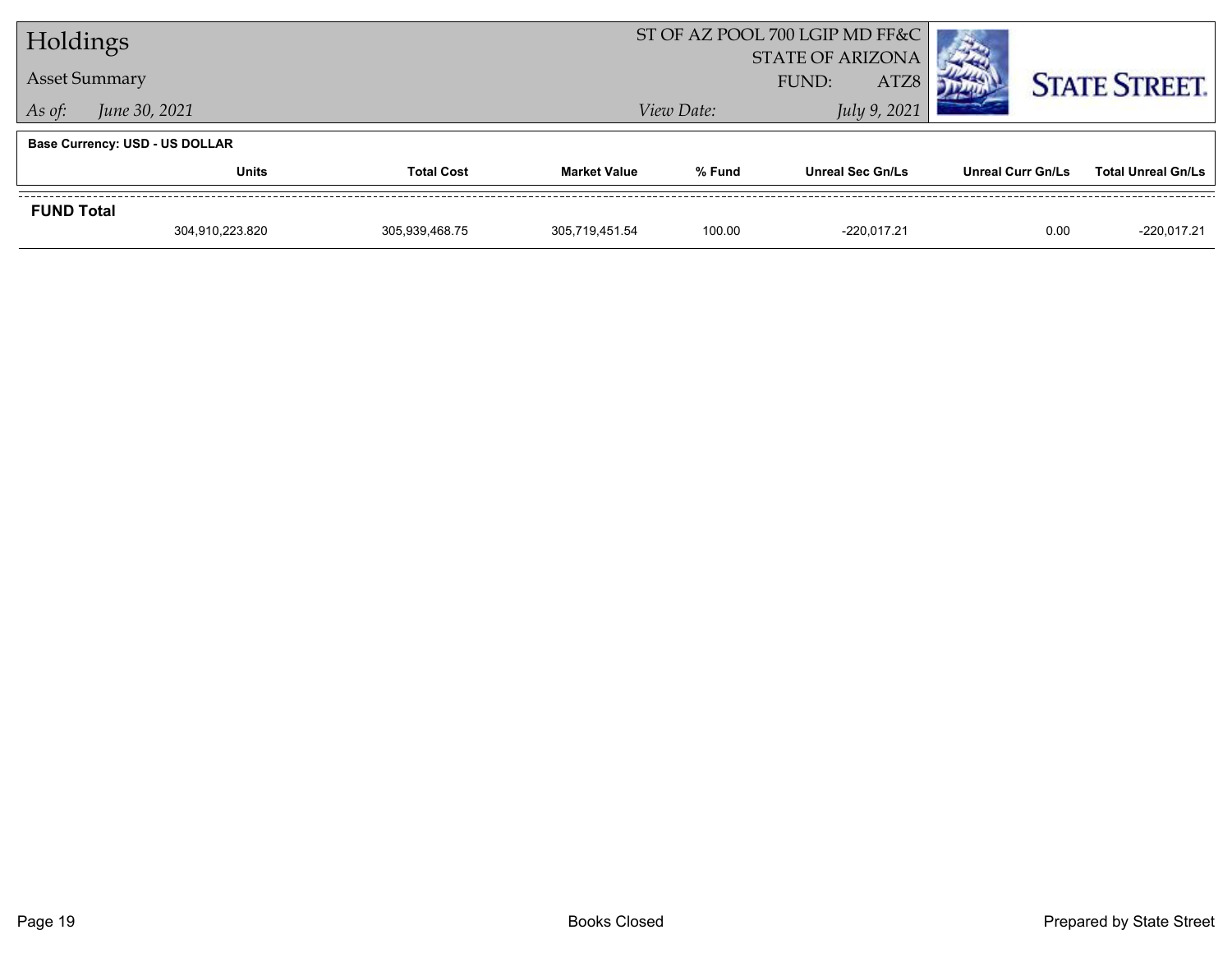# Holdings

**Asset Summary**

*As of:* *June 30, 2021*

ST OF AZ POOL 700 LGIP MD FF&C
STATE OF ARIZONA
FUND: ATZ8

*View Date:* *July 9, 2021*

STATE STREET.

**Base Currency: USD - US DOLLAR**

| | Units | Total Cost | Market Value | % Fund | Unreal Sec Gn/Ls | Unreal Curr Gn/Ls | Total Unreal Gn/Ls |
|---|---|---|---|---|---|---|---|
| **FUND Total** | | | | | | | |
| | 304,910,223.820 | 305,939,468.75 | 305,719,451.54 | 100.00 | -220,017.21 | 0.00 | -220,017.21 |

Books Closed

Prepared by State Street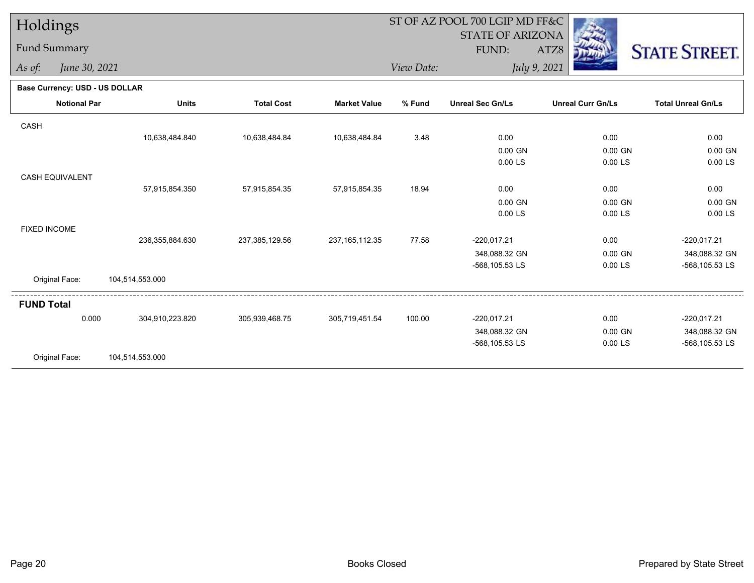# Holdings

Fund Summary

*As of:* *June 30, 2021*

ST OF AZ POOL 700 LGIP MD FF&C
STATE OF ARIZONA
FUND: ATZ8

*View Date:* *July 9, 2021*

STATE STREET.

**Base Currency: USD - US DOLLAR**

| Notional Par | Units | Total Cost | Market Value | % Fund | Unreal Sec Gn/Ls | Unreal Curr Gn/Ls | Total Unreal Gn/Ls |
|---|---|---|---|---|---|---|---|
| CASH | | | | | | | |
| | 10,638,484.840 | 10,638,484.84 | 10,638,484.84 | 3.48 | 0.00 | 0.00 | 0.00 |
| | | | | | 0.00 GN | 0.00 GN | 0.00 GN |
| | | | | | 0.00 LS | 0.00 LS | 0.00 LS |
| CASH EQUIVALENT | | | | | | | |
| | 57,915,854.350 | 57,915,854.35 | 57,915,854.35 | 18.94 | 0.00 | 0.00 | 0.00 |
| | | | | | 0.00 GN | 0.00 GN | 0.00 GN |
| | | | | | 0.00 LS | 0.00 LS | 0.00 LS |
| FIXED INCOME | | | | | | | |
| | 236,355,884.630 | 237,385,129.56 | 237,165,112.35 | 77.58 | -220,017.21 | 0.00 | -220,017.21 |
| | | | | | 348,088.32 GN | 0.00 GN | 348,088.32 GN |
| | | | | | -568,105.53 LS | 0.00 LS | -568,105.53 LS |
| Original Face: | 104,514,553.000 | | | | | | |
| **FUND Total** | | | | | | | |
| 0.000 | 304,910,223.820 | 305,939,468.75 | 305,719,451.54 | 100.00 | -220,017.21 | 0.00 | -220,017.21 |
| | | | | | 348,088.32 GN | 0.00 GN | 348,088.32 GN |
| | | | | | -568,105.53 LS | 0.00 LS | -568,105.53 LS |
| Original Face: | 104,514,553.000 | | | | | | |

Books Closed

Prepared by State Street